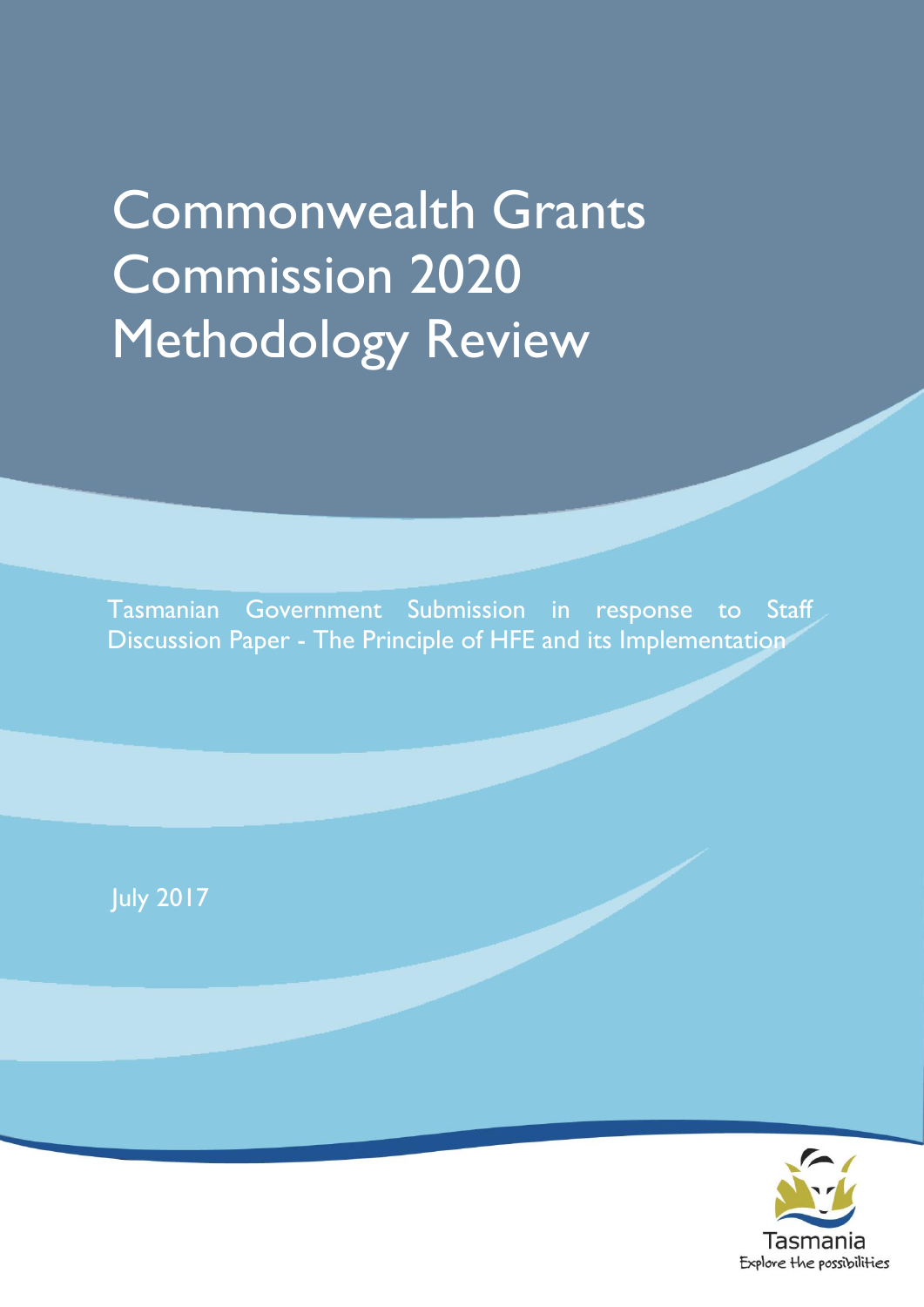# Commonwealth Grants Commission 2020 Methodology Review

Tasmanian Government Submission in response to Staff Discussion Paper - The Principle of HFE and its Implementation

July 2017

Tasmania
Explore the possibilities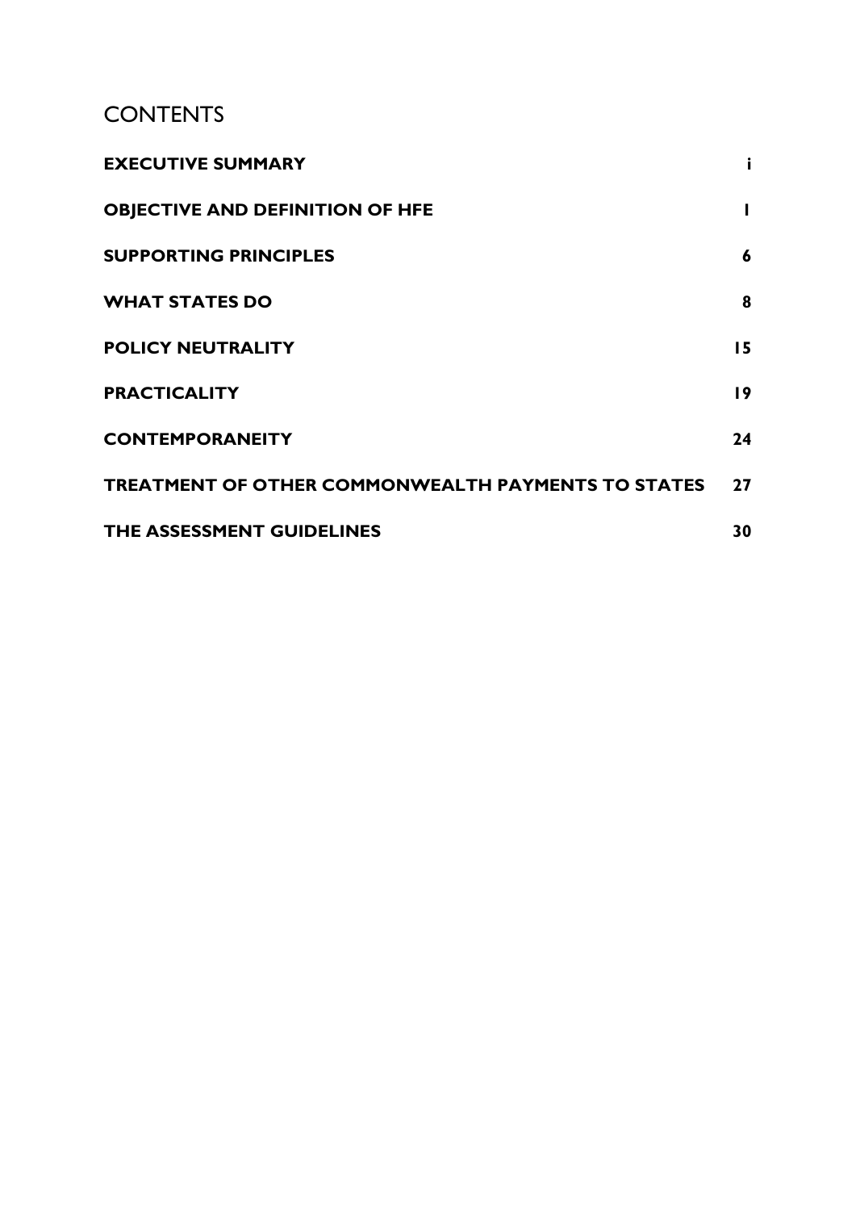# CONTENTS

| | |
|---|---|
| **EXECUTIVE SUMMARY** | **i** |
| **OBJECTIVE AND DEFINITION OF HFE** | **1** |
| **SUPPORTING PRINCIPLES** | **6** |
| **WHAT STATES DO** | **8** |
| **POLICY NEUTRALITY** | **15** |
| **PRACTICALITY** | **19** |
| **CONTEMPORANEITY** | **24** |
| **TREATMENT OF OTHER COMMONWEALTH PAYMENTS TO STATES** | **27** |
| **THE ASSESSMENT GUIDELINES** | **30** |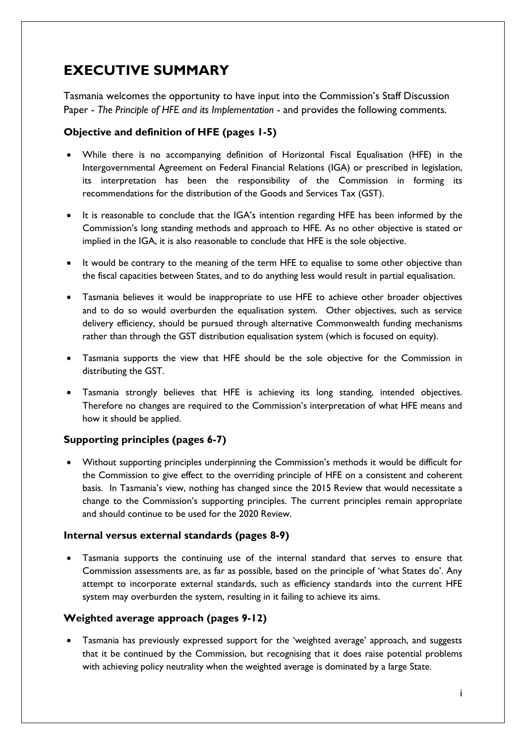# EXECUTIVE SUMMARY

Tasmania welcomes the opportunity to have input into the Commission's Staff Discussion Paper - *The Principle of HFE and its Implementation* - and provides the following comments.

### Objective and definition of HFE (pages 1-5)

- While there is no accompanying definition of Horizontal Fiscal Equalisation (HFE) in the Intergovernmental Agreement on Federal Financial Relations (IGA) or prescribed in legislation, its interpretation has been the responsibility of the Commission in forming its recommendations for the distribution of the Goods and Services Tax (GST).
- It is reasonable to conclude that the IGA's intention regarding HFE has been informed by the Commission's long standing methods and approach to HFE. As no other objective is stated or implied in the IGA, it is also reasonable to conclude that HFE is the sole objective.
- It would be contrary to the meaning of the term HFE to equalise to some other objective than the fiscal capacities between States, and to do anything less would result in partial equalisation.
- Tasmania believes it would be inappropriate to use HFE to achieve other broader objectives and to do so would overburden the equalisation system. Other objectives, such as service delivery efficiency, should be pursued through alternative Commonwealth funding mechanisms rather than through the GST distribution equalisation system (which is focused on equity).
- Tasmania supports the view that HFE should be the sole objective for the Commission in distributing the GST.
- Tasmania strongly believes that HFE is achieving its long standing, intended objectives. Therefore no changes are required to the Commission's interpretation of what HFE means and how it should be applied.

### Supporting principles (pages 6-7)

- Without supporting principles underpinning the Commission's methods it would be difficult for the Commission to give effect to the overriding principle of HFE on a consistent and coherent basis. In Tasmania's view, nothing has changed since the 2015 Review that would necessitate a change to the Commission's supporting principles. The current principles remain appropriate and should continue to be used for the 2020 Review.

### Internal versus external standards (pages 8-9)

- Tasmania supports the continuing use of the internal standard that serves to ensure that Commission assessments are, as far as possible, based on the principle of 'what States do'. Any attempt to incorporate external standards, such as efficiency standards into the current HFE system may overburden the system, resulting in it failing to achieve its aims.

### Weighted average approach (pages 9-12)

- Tasmania has previously expressed support for the 'weighted average' approach, and suggests that it be continued by the Commission, but recognising that it does raise potential problems with achieving policy neutrality when the weighted average is dominated by a large State.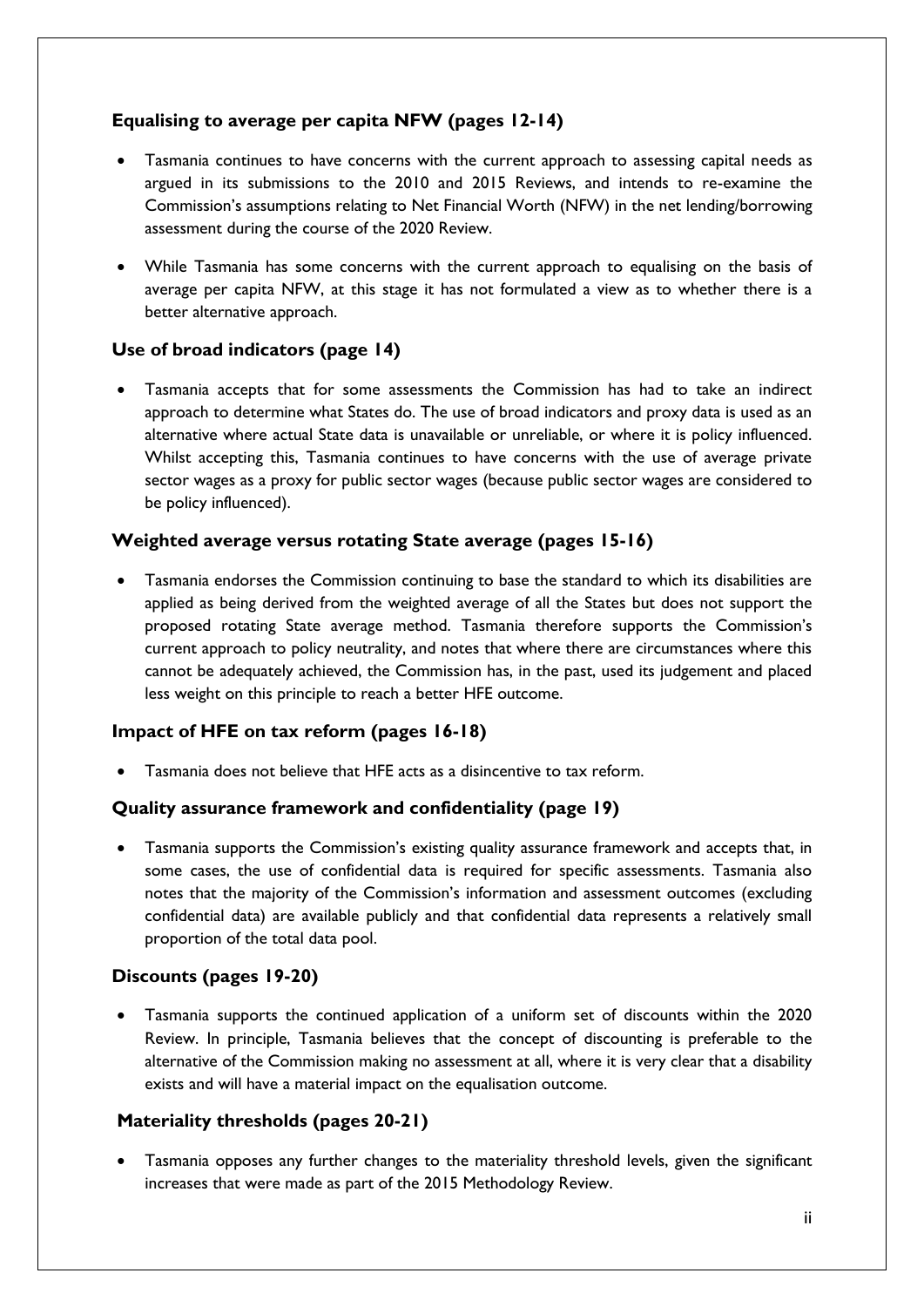### Equalising to average per capita NFW (pages 12-14)

- Tasmania continues to have concerns with the current approach to assessing capital needs as argued in its submissions to the 2010 and 2015 Reviews, and intends to re-examine the Commission's assumptions relating to Net Financial Worth (NFW) in the net lending/borrowing assessment during the course of the 2020 Review.
- While Tasmania has some concerns with the current approach to equalising on the basis of average per capita NFW, at this stage it has not formulated a view as to whether there is a better alternative approach.

### Use of broad indicators (page 14)

- Tasmania accepts that for some assessments the Commission has had to take an indirect approach to determine what States do. The use of broad indicators and proxy data is used as an alternative where actual State data is unavailable or unreliable, or where it is policy influenced. Whilst accepting this, Tasmania continues to have concerns with the use of average private sector wages as a proxy for public sector wages (because public sector wages are considered to be policy influenced).

### Weighted average versus rotating State average (pages 15-16)

- Tasmania endorses the Commission continuing to base the standard to which its disabilities are applied as being derived from the weighted average of all the States but does not support the proposed rotating State average method. Tasmania therefore supports the Commission's current approach to policy neutrality, and notes that where there are circumstances where this cannot be adequately achieved, the Commission has, in the past, used its judgement and placed less weight on this principle to reach a better HFE outcome.

### Impact of HFE on tax reform (pages 16-18)

- Tasmania does not believe that HFE acts as a disincentive to tax reform.

### Quality assurance framework and confidentiality (page 19)

- Tasmania supports the Commission's existing quality assurance framework and accepts that, in some cases, the use of confidential data is required for specific assessments. Tasmania also notes that the majority of the Commission's information and assessment outcomes (excluding confidential data) are available publicly and that confidential data represents a relatively small proportion of the total data pool.

### Discounts (pages 19-20)

- Tasmania supports the continued application of a uniform set of discounts within the 2020 Review. In principle, Tasmania believes that the concept of discounting is preferable to the alternative of the Commission making no assessment at all, where it is very clear that a disability exists and will have a material impact on the equalisation outcome.

### Materiality thresholds (pages 20-21)

- Tasmania opposes any further changes to the materiality threshold levels, given the significant increases that were made as part of the 2015 Methodology Review.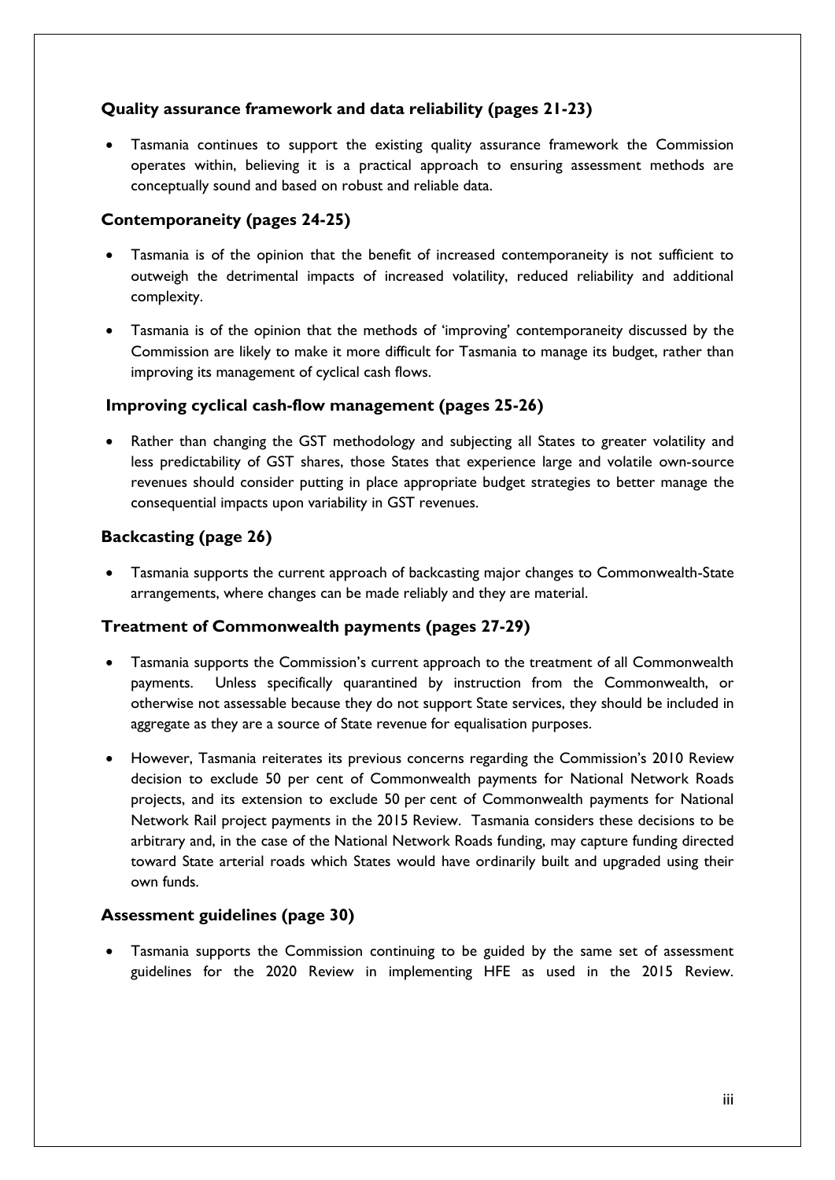### Quality assurance framework and data reliability (pages 21-23)

- Tasmania continues to support the existing quality assurance framework the Commission operates within, believing it is a practical approach to ensuring assessment methods are conceptually sound and based on robust and reliable data.

### Contemporaneity (pages 24-25)

- Tasmania is of the opinion that the benefit of increased contemporaneity is not sufficient to outweigh the detrimental impacts of increased volatility, reduced reliability and additional complexity.
- Tasmania is of the opinion that the methods of 'improving' contemporaneity discussed by the Commission are likely to make it more difficult for Tasmania to manage its budget, rather than improving its management of cyclical cash flows.

### Improving cyclical cash-flow management (pages 25-26)

- Rather than changing the GST methodology and subjecting all States to greater volatility and less predictability of GST shares, those States that experience large and volatile own-source revenues should consider putting in place appropriate budget strategies to better manage the consequential impacts upon variability in GST revenues.

### Backcasting (page 26)

- Tasmania supports the current approach of backcasting major changes to Commonwealth-State arrangements, where changes can be made reliably and they are material.

### Treatment of Commonwealth payments (pages 27-29)

- Tasmania supports the Commission's current approach to the treatment of all Commonwealth payments. Unless specifically quarantined by instruction from the Commonwealth, or otherwise not assessable because they do not support State services, they should be included in aggregate as they are a source of State revenue for equalisation purposes.
- However, Tasmania reiterates its previous concerns regarding the Commission's 2010 Review decision to exclude 50 per cent of Commonwealth payments for National Network Roads projects, and its extension to exclude 50 per cent of Commonwealth payments for National Network Rail project payments in the 2015 Review. Tasmania considers these decisions to be arbitrary and, in the case of the National Network Roads funding, may capture funding directed toward State arterial roads which States would have ordinarily built and upgraded using their own funds.

### Assessment guidelines (page 30)

- Tasmania supports the Commission continuing to be guided by the same set of assessment guidelines for the 2020 Review in implementing HFE as used in the 2015 Review.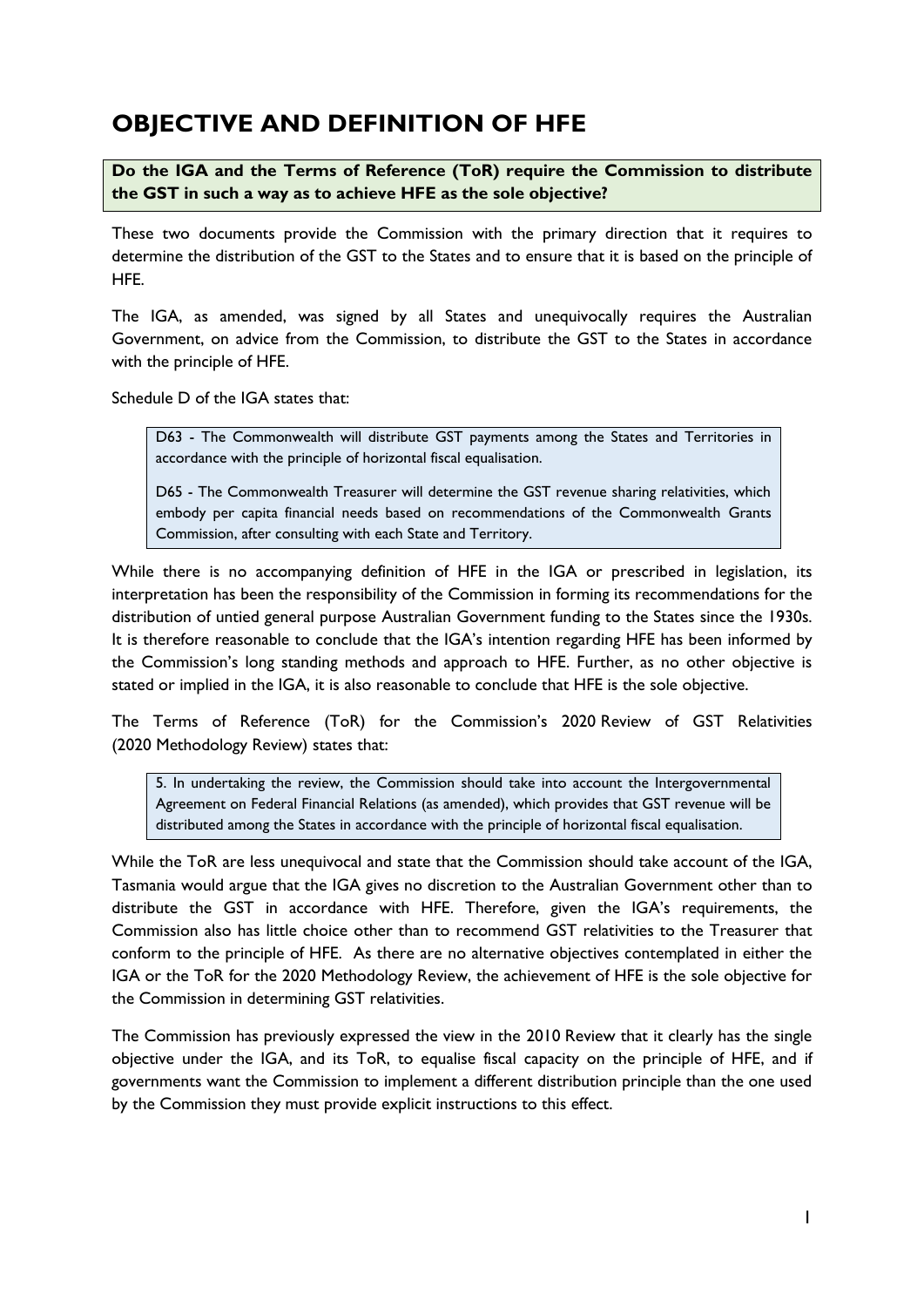# OBJECTIVE AND DEFINITION OF HFE

**Do the IGA and the Terms of Reference (ToR) require the Commission to distribute the GST in such a way as to achieve HFE as the sole objective?**

These two documents provide the Commission with the primary direction that it requires to determine the distribution of the GST to the States and to ensure that it is based on the principle of HFE.

The IGA, as amended, was signed by all States and unequivocally requires the Australian Government, on advice from the Commission, to distribute the GST to the States in accordance with the principle of HFE.

Schedule D of the IGA states that:

> D63 - The Commonwealth will distribute GST payments among the States and Territories in accordance with the principle of horizontal fiscal equalisation.
>
> D65 - The Commonwealth Treasurer will determine the GST revenue sharing relativities, which embody per capita financial needs based on recommendations of the Commonwealth Grants Commission, after consulting with each State and Territory.

While there is no accompanying definition of HFE in the IGA or prescribed in legislation, its interpretation has been the responsibility of the Commission in forming its recommendations for the distribution of untied general purpose Australian Government funding to the States since the 1930s. It is therefore reasonable to conclude that the IGA's intention regarding HFE has been informed by the Commission's long standing methods and approach to HFE. Further, as no other objective is stated or implied in the IGA, it is also reasonable to conclude that HFE is the sole objective.

The Terms of Reference (ToR) for the Commission's 2020 Review of GST Relativities (2020 Methodology Review) states that:

> 5. In undertaking the review, the Commission should take into account the Intergovernmental Agreement on Federal Financial Relations (as amended), which provides that GST revenue will be distributed among the States in accordance with the principle of horizontal fiscal equalisation.

While the ToR are less unequivocal and state that the Commission should take account of the IGA, Tasmania would argue that the IGA gives no discretion to the Australian Government other than to distribute the GST in accordance with HFE. Therefore, given the IGA's requirements, the Commission also has little choice other than to recommend GST relativities to the Treasurer that conform to the principle of HFE. As there are no alternative objectives contemplated in either the IGA or the ToR for the 2020 Methodology Review, the achievement of HFE is the sole objective for the Commission in determining GST relativities.

The Commission has previously expressed the view in the 2010 Review that it clearly has the single objective under the IGA, and its ToR, to equalise fiscal capacity on the principle of HFE, and if governments want the Commission to implement a different distribution principle than the one used by the Commission they must provide explicit instructions to this effect.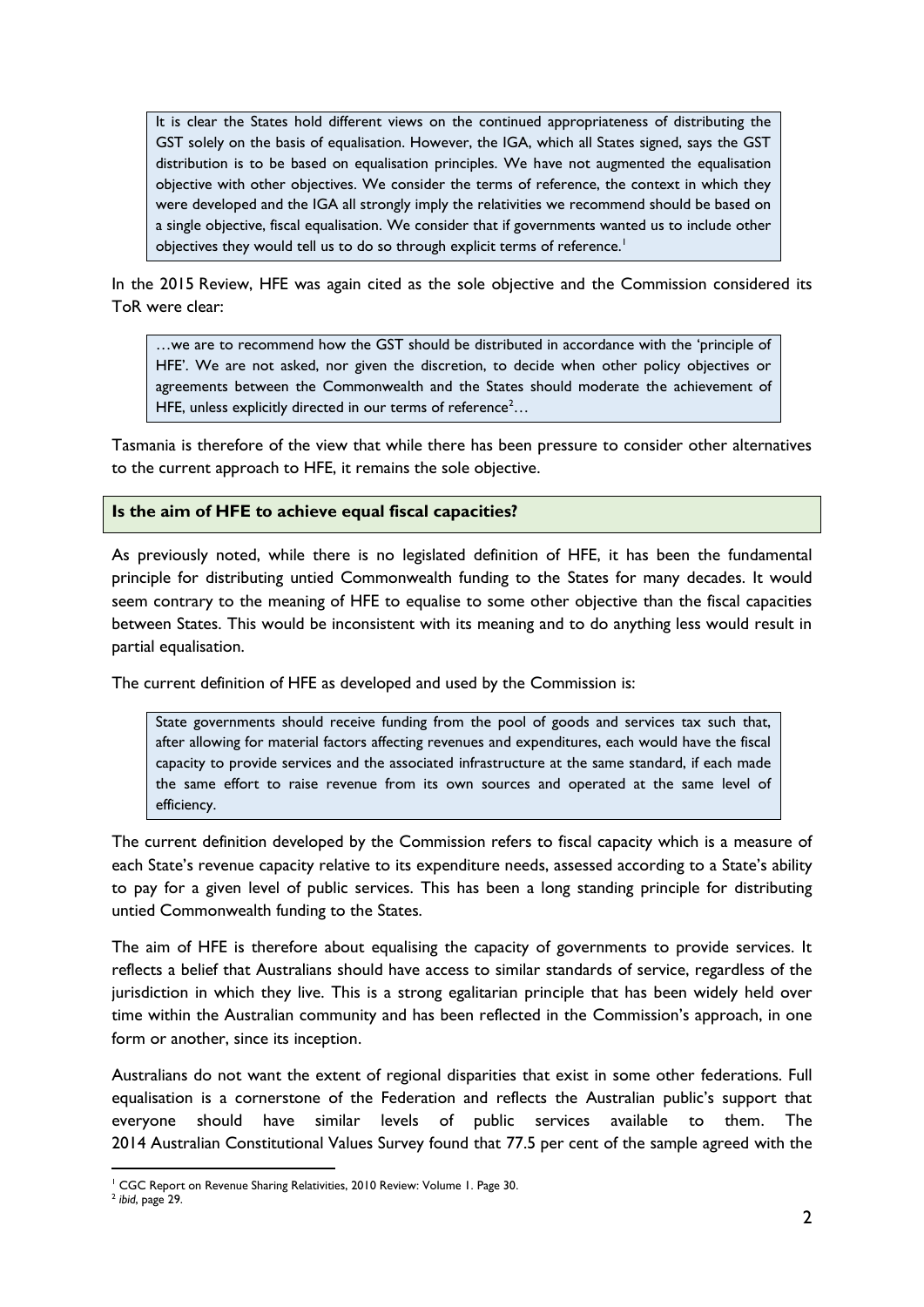> It is clear the States hold different views on the continued appropriateness of distributing the GST solely on the basis of equalisation. However, the IGA, which all States signed, says the GST distribution is to be based on equalisation principles. We have not augmented the equalisation objective with other objectives. We consider the terms of reference, the context in which they were developed and the IGA all strongly imply the relativities we recommend should be based on a single objective, fiscal equalisation. We consider that if governments wanted us to include other objectives they would tell us to do so through explicit terms of reference.[1]

In the 2015 Review, HFE was again cited as the sole objective and the Commission considered its ToR were clear:

> …we are to recommend how the GST should be distributed in accordance with the 'principle of HFE'. We are not asked, nor given the discretion, to decide when other policy objectives or agreements between the Commonwealth and the States should moderate the achievement of HFE, unless explicitly directed in our terms of reference[2]…

Tasmania is therefore of the view that while there has been pressure to consider other alternatives to the current approach to HFE, it remains the sole objective.

**Is the aim of HFE to achieve equal fiscal capacities?**

As previously noted, while there is no legislated definition of HFE, it has been the fundamental principle for distributing untied Commonwealth funding to the States for many decades. It would seem contrary to the meaning of HFE to equalise to some other objective than the fiscal capacities between States. This would be inconsistent with its meaning and to do anything less would result in partial equalisation.

The current definition of HFE as developed and used by the Commission is:

> State governments should receive funding from the pool of goods and services tax such that, after allowing for material factors affecting revenues and expenditures, each would have the fiscal capacity to provide services and the associated infrastructure at the same standard, if each made the same effort to raise revenue from its own sources and operated at the same level of efficiency.

The current definition developed by the Commission refers to fiscal capacity which is a measure of each State's revenue capacity relative to its expenditure needs, assessed according to a State's ability to pay for a given level of public services. This has been a long standing principle for distributing untied Commonwealth funding to the States.

The aim of HFE is therefore about equalising the capacity of governments to provide services. It reflects a belief that Australians should have access to similar standards of service, regardless of the jurisdiction in which they live. This is a strong egalitarian principle that has been widely held over time within the Australian community and has been reflected in the Commission's approach, in one form or another, since its inception.

Australians do not want the extent of regional disparities that exist in some other federations. Full equalisation is a cornerstone of the Federation and reflects the Australian public's support that everyone should have similar levels of public services available to them. The 2014 Australian Constitutional Values Survey found that 77.5 per cent of the sample agreed with the

---

[1] CGC Report on Revenue Sharing Relativities, 2010 Review: Volume 1. Page 30.

[2] *ibid*, page 29.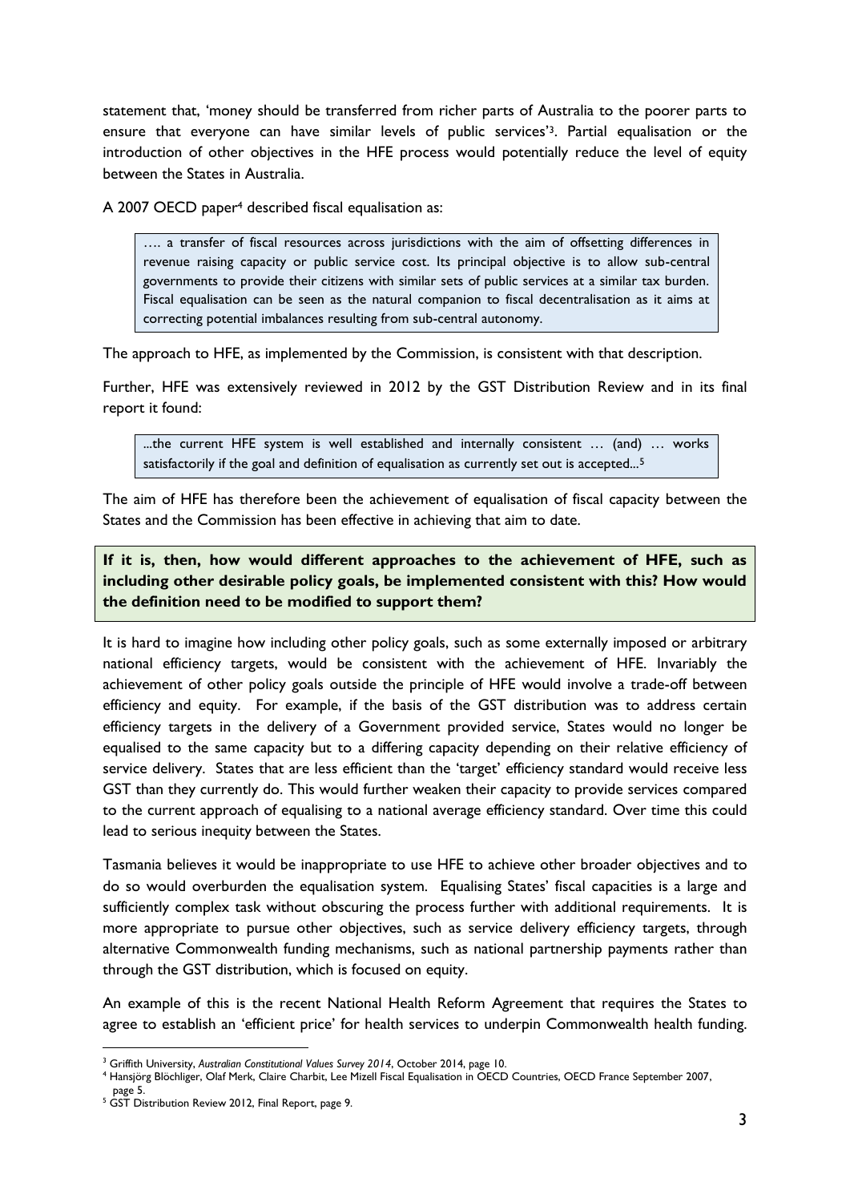statement that, 'money should be transferred from richer parts of Australia to the poorer parts to ensure that everyone can have similar levels of public services'[3]. Partial equalisation or the introduction of other objectives in the HFE process would potentially reduce the level of equity between the States in Australia.

A 2007 OECD paper[4] described fiscal equalisation as:

> …. a transfer of fiscal resources across jurisdictions with the aim of offsetting differences in revenue raising capacity or public service cost. Its principal objective is to allow sub-central governments to provide their citizens with similar sets of public services at a similar tax burden. Fiscal equalisation can be seen as the natural companion to fiscal decentralisation as it aims at correcting potential imbalances resulting from sub-central autonomy.

The approach to HFE, as implemented by the Commission, is consistent with that description.

Further, HFE was extensively reviewed in 2012 by the GST Distribution Review and in its final report it found:

> ...the current HFE system is well established and internally consistent … (and) … works satisfactorily if the goal and definition of equalisation as currently set out is accepted...[5]

The aim of HFE has therefore been the achievement of equalisation of fiscal capacity between the States and the Commission has been effective in achieving that aim to date.

**If it is, then, how would different approaches to the achievement of HFE, such as including other desirable policy goals, be implemented consistent with this? How would the definition need to be modified to support them?**

It is hard to imagine how including other policy goals, such as some externally imposed or arbitrary national efficiency targets, would be consistent with the achievement of HFE. Invariably the achievement of other policy goals outside the principle of HFE would involve a trade-off between efficiency and equity. For example, if the basis of the GST distribution was to address certain efficiency targets in the delivery of a Government provided service, States would no longer be equalised to the same capacity but to a differing capacity depending on their relative efficiency of service delivery. States that are less efficient than the 'target' efficiency standard would receive less GST than they currently do. This would further weaken their capacity to provide services compared to the current approach of equalising to a national average efficiency standard. Over time this could lead to serious inequity between the States.

Tasmania believes it would be inappropriate to use HFE to achieve other broader objectives and to do so would overburden the equalisation system. Equalising States' fiscal capacities is a large and sufficiently complex task without obscuring the process further with additional requirements. It is more appropriate to pursue other objectives, such as service delivery efficiency targets, through alternative Commonwealth funding mechanisms, such as national partnership payments rather than through the GST distribution, which is focused on equity.

An example of this is the recent National Health Reform Agreement that requires the States to agree to establish an 'efficient price' for health services to underpin Commonwealth health funding.

---

[3] Griffith University, *Australian Constitutional Values Survey 2014*, October 2014, page 10.

[4] Hansjörg Blöchliger, Olaf Merk, Claire Charbit, Lee Mizell Fiscal Equalisation in OECD Countries, OECD France September 2007, page 5.

[5] GST Distribution Review 2012, Final Report, page 9.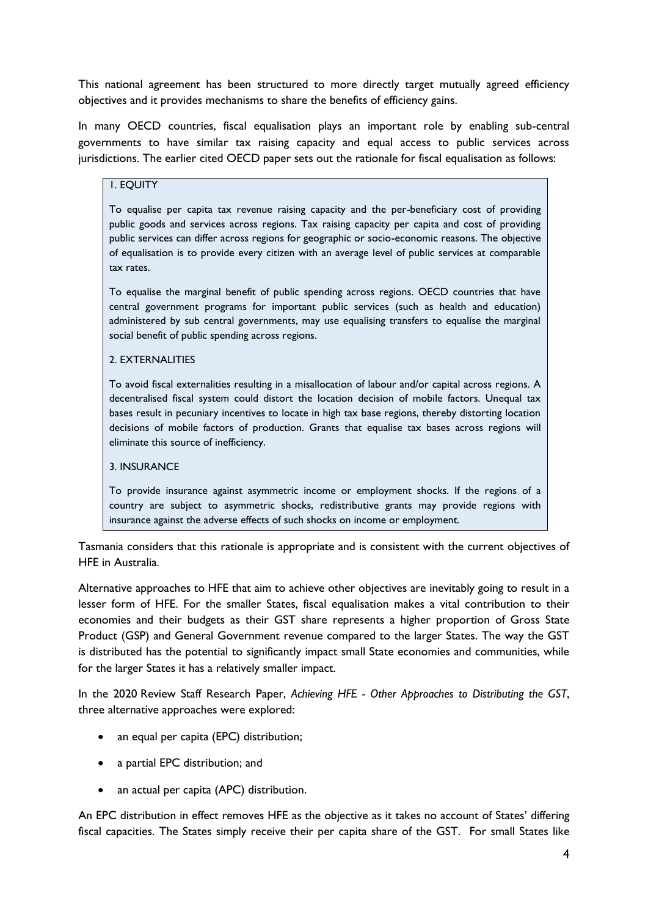This national agreement has been structured to more directly target mutually agreed efficiency objectives and it provides mechanisms to share the benefits of efficiency gains.

In many OECD countries, fiscal equalisation plays an important role by enabling sub-central governments to have similar tax raising capacity and equal access to public services across jurisdictions. The earlier cited OECD paper sets out the rationale for fiscal equalisation as follows:

> 1. EQUITY
>
> To equalise per capita tax revenue raising capacity and the per-beneficiary cost of providing public goods and services across regions. Tax raising capacity per capita and cost of providing public services can differ across regions for geographic or socio-economic reasons. The objective of equalisation is to provide every citizen with an average level of public services at comparable tax rates.
>
> To equalise the marginal benefit of public spending across regions. OECD countries that have central government programs for important public services (such as health and education) administered by sub central governments, may use equalising transfers to equalise the marginal social benefit of public spending across regions.
>
> 2. EXTERNALITIES
>
> To avoid fiscal externalities resulting in a misallocation of labour and/or capital across regions. A decentralised fiscal system could distort the location decision of mobile factors. Unequal tax bases result in pecuniary incentives to locate in high tax base regions, thereby distorting location decisions of mobile factors of production. Grants that equalise tax bases across regions will eliminate this source of inefficiency.
>
> 3. INSURANCE
>
> To provide insurance against asymmetric income or employment shocks. If the regions of a country are subject to asymmetric shocks, redistributive grants may provide regions with insurance against the adverse effects of such shocks on income or employment.

Tasmania considers that this rationale is appropriate and is consistent with the current objectives of HFE in Australia.

Alternative approaches to HFE that aim to achieve other objectives are inevitably going to result in a lesser form of HFE. For the smaller States, fiscal equalisation makes a vital contribution to their economies and their budgets as their GST share represents a higher proportion of Gross State Product (GSP) and General Government revenue compared to the larger States. The way the GST is distributed has the potential to significantly impact small State economies and communities, while for the larger States it has a relatively smaller impact.

In the 2020 Review Staff Research Paper, *Achieving HFE - Other Approaches to Distributing the GST*, three alternative approaches were explored:

- an equal per capita (EPC) distribution;
- a partial EPC distribution; and
- an actual per capita (APC) distribution.

An EPC distribution in effect removes HFE as the objective as it takes no account of States' differing fiscal capacities. The States simply receive their per capita share of the GST. For small States like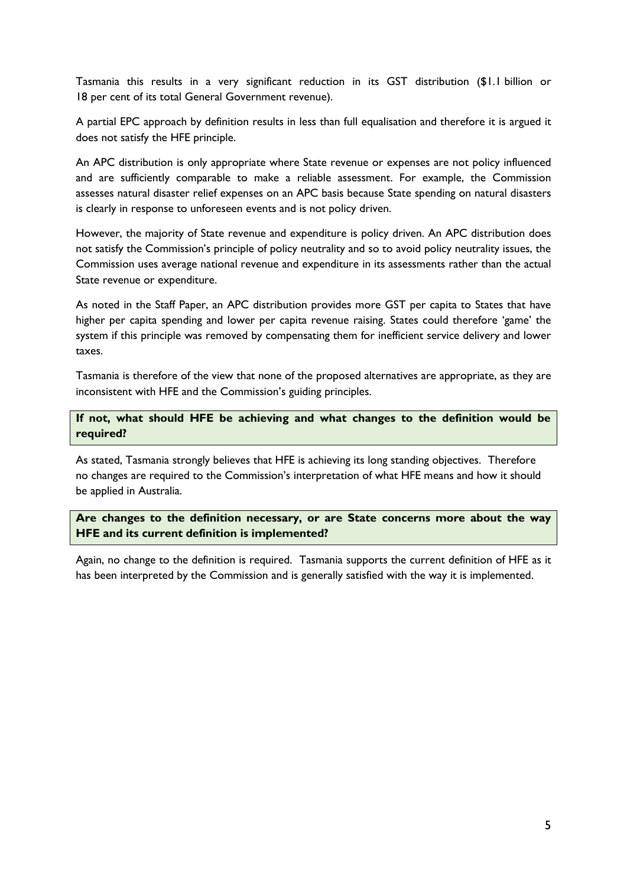Tasmania this results in a very significant reduction in its GST distribution ($1.1 billion or 18 per cent of its total General Government revenue).

A partial EPC approach by definition results in less than full equalisation and therefore it is argued it does not satisfy the HFE principle.

An APC distribution is only appropriate where State revenue or expenses are not policy influenced and are sufficiently comparable to make a reliable assessment. For example, the Commission assesses natural disaster relief expenses on an APC basis because State spending on natural disasters is clearly in response to unforeseen events and is not policy driven.

However, the majority of State revenue and expenditure is policy driven. An APC distribution does not satisfy the Commission's principle of policy neutrality and so to avoid policy neutrality issues, the Commission uses average national revenue and expenditure in its assessments rather than the actual State revenue or expenditure.

As noted in the Staff Paper, an APC distribution provides more GST per capita to States that have higher per capita spending and lower per capita revenue raising. States could therefore 'game' the system if this principle was removed by compensating them for inefficient service delivery and lower taxes.

Tasmania is therefore of the view that none of the proposed alternatives are appropriate, as they are inconsistent with HFE and the Commission's guiding principles.

**If not, what should HFE be achieving and what changes to the definition would be required?**

As stated, Tasmania strongly believes that HFE is achieving its long standing objectives. Therefore no changes are required to the Commission's interpretation of what HFE means and how it should be applied in Australia.

**Are changes to the definition necessary, or are State concerns more about the way HFE and its current definition is implemented?**

Again, no change to the definition is required. Tasmania supports the current definition of HFE as it has been interpreted by the Commission and is generally satisfied with the way it is implemented.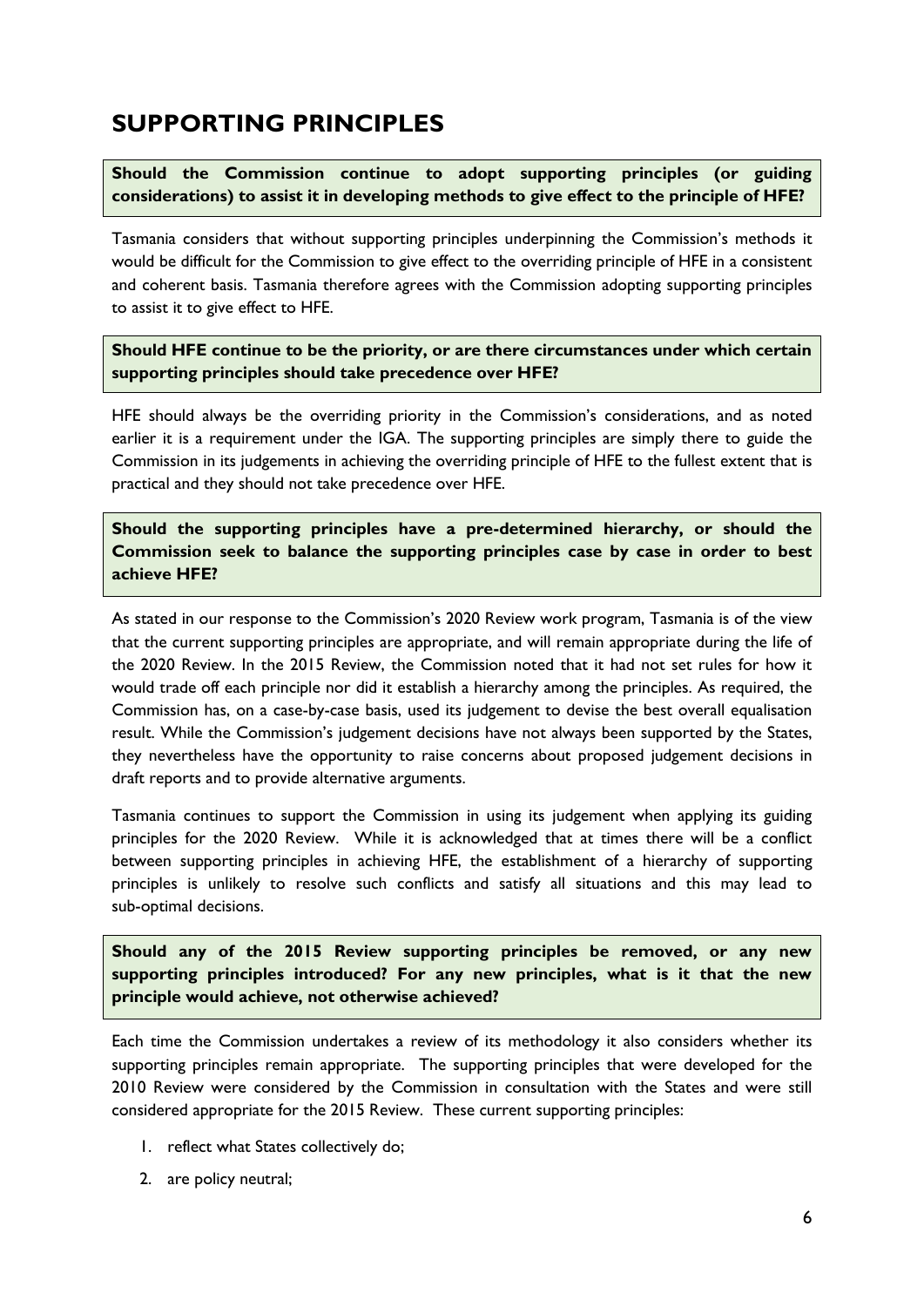## SUPPORTING PRINCIPLES

**Should the Commission continue to adopt supporting principles (or guiding considerations) to assist it in developing methods to give effect to the principle of HFE?**

Tasmania considers that without supporting principles underpinning the Commission's methods it would be difficult for the Commission to give effect to the overriding principle of HFE in a consistent and coherent basis. Tasmania therefore agrees with the Commission adopting supporting principles to assist it to give effect to HFE.

**Should HFE continue to be the priority, or are there circumstances under which certain supporting principles should take precedence over HFE?**

HFE should always be the overriding priority in the Commission's considerations, and as noted earlier it is a requirement under the IGA. The supporting principles are simply there to guide the Commission in its judgements in achieving the overriding principle of HFE to the fullest extent that is practical and they should not take precedence over HFE.

**Should the supporting principles have a pre-determined hierarchy, or should the Commission seek to balance the supporting principles case by case in order to best achieve HFE?**

As stated in our response to the Commission's 2020 Review work program, Tasmania is of the view that the current supporting principles are appropriate, and will remain appropriate during the life of the 2020 Review. In the 2015 Review, the Commission noted that it had not set rules for how it would trade off each principle nor did it establish a hierarchy among the principles. As required, the Commission has, on a case-by-case basis, used its judgement to devise the best overall equalisation result. While the Commission's judgement decisions have not always been supported by the States, they nevertheless have the opportunity to raise concerns about proposed judgement decisions in draft reports and to provide alternative arguments.

Tasmania continues to support the Commission in using its judgement when applying its guiding principles for the 2020 Review. While it is acknowledged that at times there will be a conflict between supporting principles in achieving HFE, the establishment of a hierarchy of supporting principles is unlikely to resolve such conflicts and satisfy all situations and this may lead to sub-optimal decisions.

**Should any of the 2015 Review supporting principles be removed, or any new supporting principles introduced? For any new principles, what is it that the new principle would achieve, not otherwise achieved?**

Each time the Commission undertakes a review of its methodology it also considers whether its supporting principles remain appropriate. The supporting principles that were developed for the 2010 Review were considered by the Commission in consultation with the States and were still considered appropriate for the 2015 Review. These current supporting principles:

1. reflect what States collectively do;
2. are policy neutral;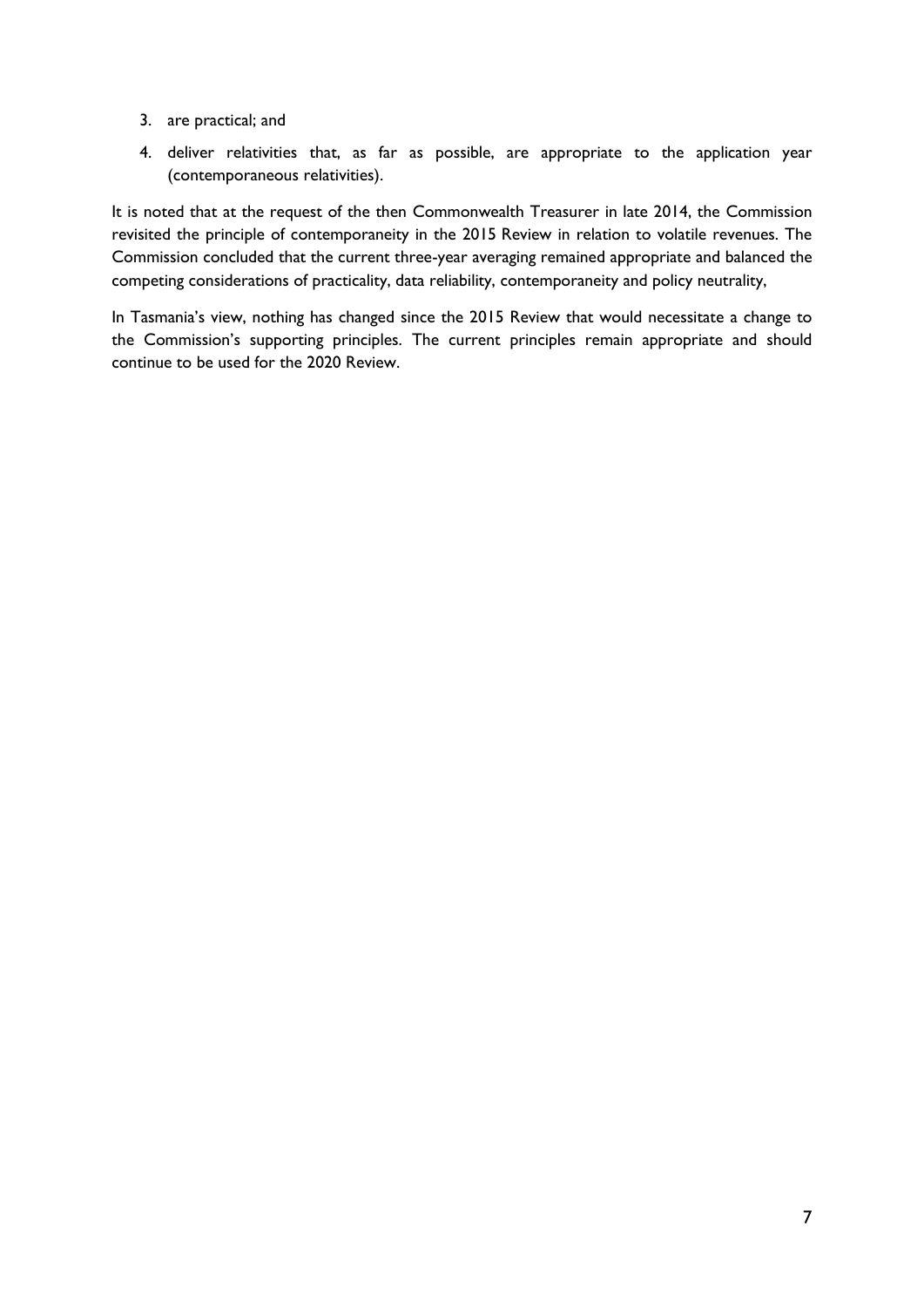3. are practical; and
4. deliver relativities that, as far as possible, are appropriate to the application year (contemporaneous relativities).

It is noted that at the request of the then Commonwealth Treasurer in late 2014, the Commission revisited the principle of contemporaneity in the 2015 Review in relation to volatile revenues. The Commission concluded that the current three-year averaging remained appropriate and balanced the competing considerations of practicality, data reliability, contemporaneity and policy neutrality,

In Tasmania's view, nothing has changed since the 2015 Review that would necessitate a change to the Commission's supporting principles. The current principles remain appropriate and should continue to be used for the 2020 Review.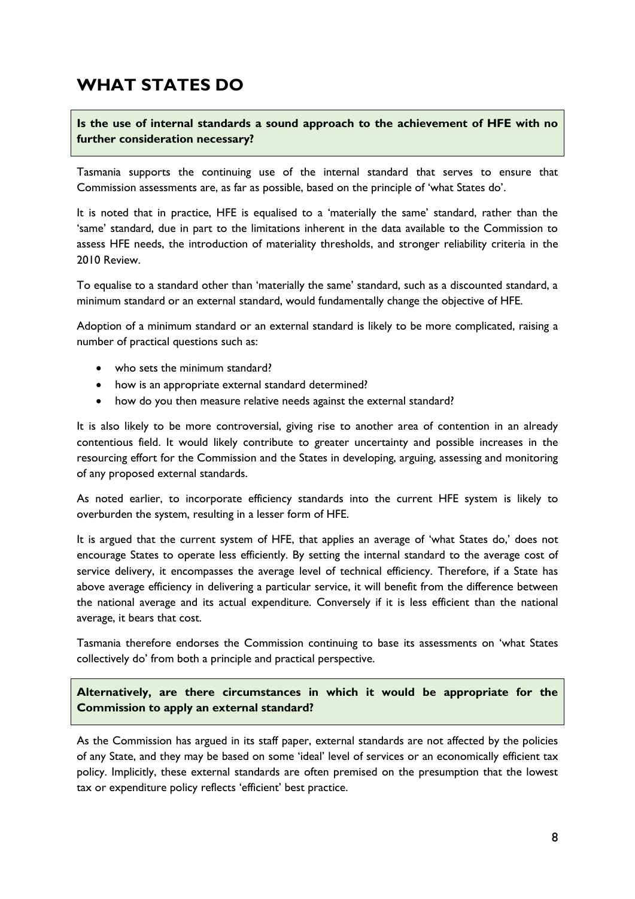# WHAT STATES DO

**Is the use of internal standards a sound approach to the achievement of HFE with no further consideration necessary?**

Tasmania supports the continuing use of the internal standard that serves to ensure that Commission assessments are, as far as possible, based on the principle of 'what States do'.

It is noted that in practice, HFE is equalised to a 'materially the same' standard, rather than the 'same' standard, due in part to the limitations inherent in the data available to the Commission to assess HFE needs, the introduction of materiality thresholds, and stronger reliability criteria in the 2010 Review.

To equalise to a standard other than 'materially the same' standard, such as a discounted standard, a minimum standard or an external standard, would fundamentally change the objective of HFE.

Adoption of a minimum standard or an external standard is likely to be more complicated, raising a number of practical questions such as:

- who sets the minimum standard?
- how is an appropriate external standard determined?
- how do you then measure relative needs against the external standard?

It is also likely to be more controversial, giving rise to another area of contention in an already contentious field. It would likely contribute to greater uncertainty and possible increases in the resourcing effort for the Commission and the States in developing, arguing, assessing and monitoring of any proposed external standards.

As noted earlier, to incorporate efficiency standards into the current HFE system is likely to overburden the system, resulting in a lesser form of HFE.

It is argued that the current system of HFE, that applies an average of 'what States do,' does not encourage States to operate less efficiently. By setting the internal standard to the average cost of service delivery, it encompasses the average level of technical efficiency. Therefore, if a State has above average efficiency in delivering a particular service, it will benefit from the difference between the national average and its actual expenditure. Conversely if it is less efficient than the national average, it bears that cost.

Tasmania therefore endorses the Commission continuing to base its assessments on 'what States collectively do' from both a principle and practical perspective.

**Alternatively, are there circumstances in which it would be appropriate for the Commission to apply an external standard?**

As the Commission has argued in its staff paper, external standards are not affected by the policies of any State, and they may be based on some 'ideal' level of services or an economically efficient tax policy. Implicitly, these external standards are often premised on the presumption that the lowest tax or expenditure policy reflects 'efficient' best practice.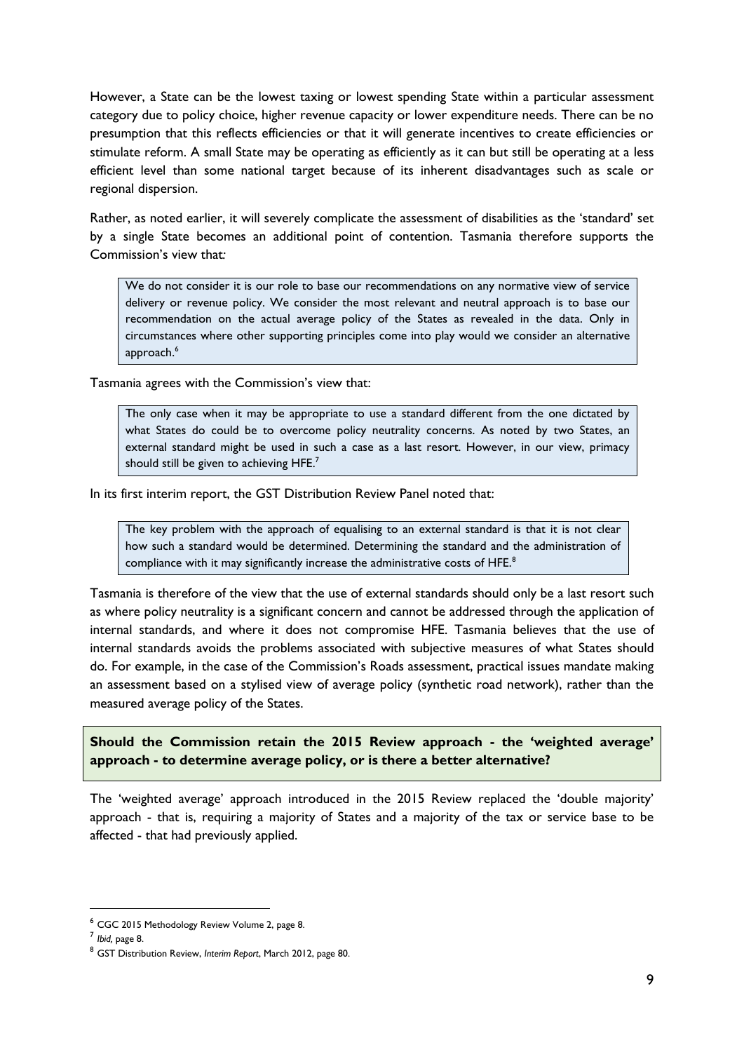However, a State can be the lowest taxing or lowest spending State within a particular assessment category due to policy choice, higher revenue capacity or lower expenditure needs. There can be no presumption that this reflects efficiencies or that it will generate incentives to create efficiencies or stimulate reform. A small State may be operating as efficiently as it can but still be operating at a less efficient level than some national target because of its inherent disadvantages such as scale or regional dispersion.

Rather, as noted earlier, it will severely complicate the assessment of disabilities as the 'standard' set by a single State becomes an additional point of contention. Tasmania therefore supports the Commission's view that:

> We do not consider it is our role to base our recommendations on any normative view of service delivery or revenue policy. We consider the most relevant and neutral approach is to base our recommendation on the actual average policy of the States as revealed in the data. Only in circumstances where other supporting principles come into play would we consider an alternative approach.[6]

Tasmania agrees with the Commission's view that:

> The only case when it may be appropriate to use a standard different from the one dictated by what States do could be to overcome policy neutrality concerns. As noted by two States, an external standard might be used in such a case as a last resort. However, in our view, primacy should still be given to achieving HFE.[7]

In its first interim report, the GST Distribution Review Panel noted that:

> The key problem with the approach of equalising to an external standard is that it is not clear how such a standard would be determined. Determining the standard and the administration of compliance with it may significantly increase the administrative costs of HFE.[8]

Tasmania is therefore of the view that the use of external standards should only be a last resort such as where policy neutrality is a significant concern and cannot be addressed through the application of internal standards, and where it does not compromise HFE. Tasmania believes that the use of internal standards avoids the problems associated with subjective measures of what States should do. For example, in the case of the Commission's Roads assessment, practical issues mandate making an assessment based on a stylised view of average policy (synthetic road network), rather than the measured average policy of the States.

**Should the Commission retain the 2015 Review approach - the 'weighted average' approach - to determine average policy, or is there a better alternative?**

The 'weighted average' approach introduced in the 2015 Review replaced the 'double majority' approach - that is, requiring a majority of States and a majority of the tax or service base to be affected - that had previously applied.

---

[6] CGC 2015 Methodology Review Volume 2, page 8.

[7] *Ibid*, page 8.

[8] GST Distribution Review, *Interim Report*, March 2012, page 80.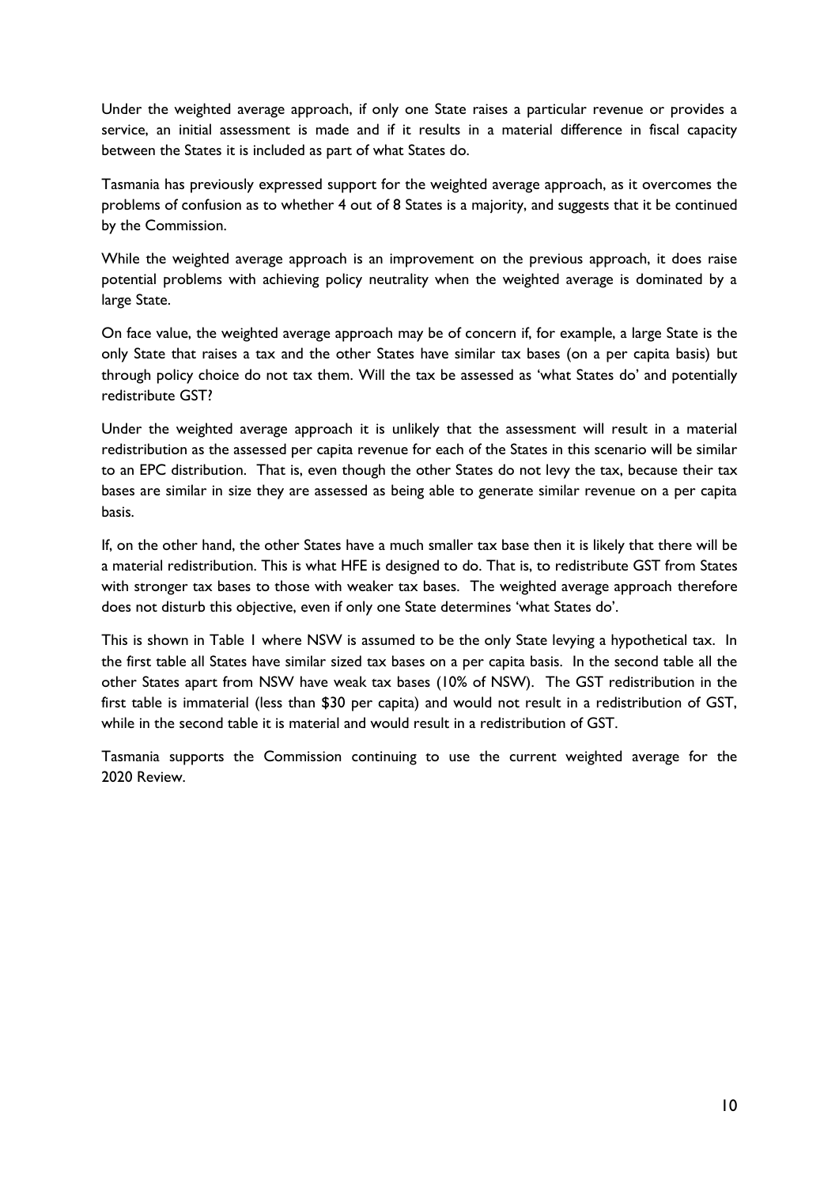Under the weighted average approach, if only one State raises a particular revenue or provides a service, an initial assessment is made and if it results in a material difference in fiscal capacity between the States it is included as part of what States do.

Tasmania has previously expressed support for the weighted average approach, as it overcomes the problems of confusion as to whether 4 out of 8 States is a majority, and suggests that it be continued by the Commission.

While the weighted average approach is an improvement on the previous approach, it does raise potential problems with achieving policy neutrality when the weighted average is dominated by a large State.

On face value, the weighted average approach may be of concern if, for example, a large State is the only State that raises a tax and the other States have similar tax bases (on a per capita basis) but through policy choice do not tax them. Will the tax be assessed as 'what States do' and potentially redistribute GST?

Under the weighted average approach it is unlikely that the assessment will result in a material redistribution as the assessed per capita revenue for each of the States in this scenario will be similar to an EPC distribution. That is, even though the other States do not levy the tax, because their tax bases are similar in size they are assessed as being able to generate similar revenue on a per capita basis.

If, on the other hand, the other States have a much smaller tax base then it is likely that there will be a material redistribution. This is what HFE is designed to do. That is, to redistribute GST from States with stronger tax bases to those with weaker tax bases. The weighted average approach therefore does not disturb this objective, even if only one State determines 'what States do'.

This is shown in Table 1 where NSW is assumed to be the only State levying a hypothetical tax. In the first table all States have similar sized tax bases on a per capita basis. In the second table all the other States apart from NSW have weak tax bases (10% of NSW). The GST redistribution in the first table is immaterial (less than $30 per capita) and would not result in a redistribution of GST, while in the second table it is material and would result in a redistribution of GST.

Tasmania supports the Commission continuing to use the current weighted average for the 2020 Review.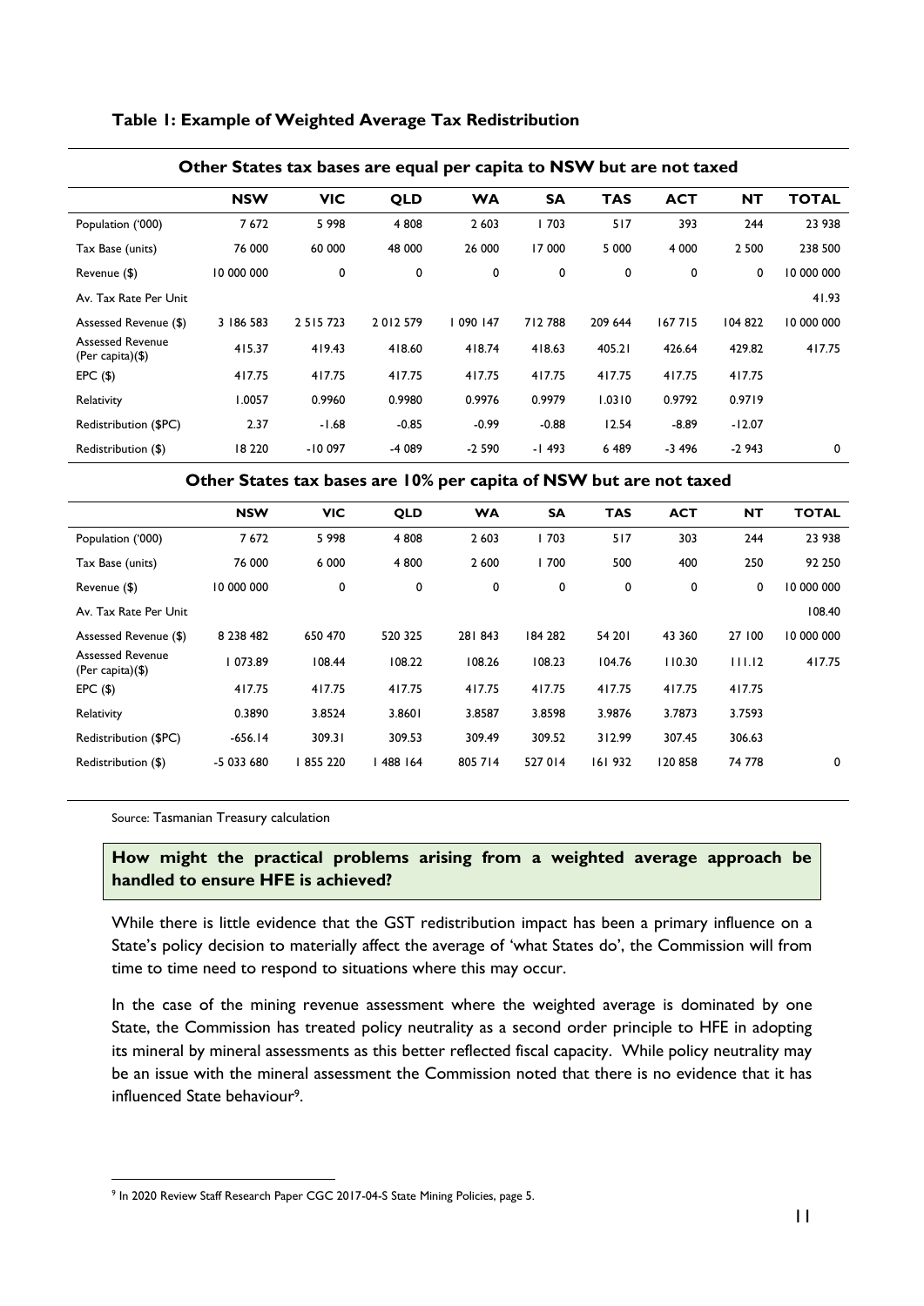**Table 1: Example of Weighted Average Tax Redistribution**

| Other States tax bases are equal per capita to NSW but are not taxed | | | | | | | | | |
|---|---|---|---|---|---|---|---|---|---|
| | **NSW** | **VIC** | **QLD** | **WA** | **SA** | **TAS** | **ACT** | **NT** | **TOTAL** |
| Population ('000) | 7 672 | 5 998 | 4 808 | 2 603 | 1 703 | 517 | 393 | 244 | 23 938 |
| Tax Base (units) | 76 000 | 60 000 | 48 000 | 26 000 | 17 000 | 5 000 | 4 000 | 2 500 | 238 500 |
| Revenue ($) | 10 000 000 | 0 | 0 | 0 | 0 | 0 | 0 | 0 | 10 000 000 |
| Av. Tax Rate Per Unit | | | | | | | | | 41.93 |
| Assessed Revenue ($) | 3 186 583 | 2 515 723 | 2 012 579 | 1 090 147 | 712 788 | 209 644 | 167 715 | 104 822 | 10 000 000 |
| Assessed Revenue (Per capita)($) | 415.37 | 419.43 | 418.60 | 418.74 | 418.63 | 405.21 | 426.64 | 429.82 | 417.75 |
| EPC ($) | 417.75 | 417.75 | 417.75 | 417.75 | 417.75 | 417.75 | 417.75 | 417.75 | |
| Relativity | 1.0057 | 0.9960 | 0.9980 | 0.9976 | 0.9979 | 1.0310 | 0.9792 | 0.9719 | |
| Redistribution ($PC) | 2.37 | -1.68 | -0.85 | -0.99 | -0.88 | 12.54 | -8.89 | -12.07 | |
| Redistribution ($) | 18 220 | -10 097 | -4 089 | -2 590 | -1 493 | 6 489 | -3 496 | -2 943 | 0 |
| **Other States tax bases are 10% per capita of NSW but are not taxed** | | | | | | | | | |
| | **NSW** | **VIC** | **QLD** | **WA** | **SA** | **TAS** | **ACT** | **NT** | **TOTAL** |
| Population ('000) | 7 672 | 5 998 | 4 808 | 2 603 | 1 703 | 517 | 303 | 244 | 23 938 |
| Tax Base (units) | 76 000 | 6 000 | 4 800 | 2 600 | 1 700 | 500 | 400 | 250 | 92 250 |
| Revenue ($) | 10 000 000 | 0 | 0 | 0 | 0 | 0 | 0 | 0 | 10 000 000 |
| Av. Tax Rate Per Unit | | | | | | | | | 108.40 |
| Assessed Revenue ($) | 8 238 482 | 650 470 | 520 325 | 281 843 | 184 282 | 54 201 | 43 360 | 27 100 | 10 000 000 |
| Assessed Revenue (Per capita)($) | 1 073.89 | 108.44 | 108.22 | 108.26 | 108.23 | 104.76 | 110.30 | 111.12 | 417.75 |
| EPC ($) | 417.75 | 417.75 | 417.75 | 417.75 | 417.75 | 417.75 | 417.75 | 417.75 | |
| Relativity | 0.3890 | 3.8524 | 3.8601 | 3.8587 | 3.8598 | 3.9876 | 3.7873 | 3.7593 | |
| Redistribution ($PC) | -656.14 | 309.31 | 309.53 | 309.49 | 309.52 | 312.99 | 307.45 | 306.63 | |
| Redistribution ($) | -5 033 680 | 1 855 220 | 1 488 164 | 805 714 | 527 014 | 161 932 | 120 858 | 74 778 | 0 |

Source: Tasmanian Treasury calculation

**How might the practical problems arising from a weighted average approach be handled to ensure HFE is achieved?**

While there is little evidence that the GST redistribution impact has been a primary influence on a State's policy decision to materially affect the average of 'what States do', the Commission will from time to time need to respond to situations where this may occur.

In the case of the mining revenue assessment where the weighted average is dominated by one State, the Commission has treated policy neutrality as a second order principle to HFE in adopting its mineral by mineral assessments as this better reflected fiscal capacity. While policy neutrality may be an issue with the mineral assessment the Commission noted that there is no evidence that it has influenced State behaviour[9].

[9] In 2020 Review Staff Research Paper CGC 2017-04-S State Mining Policies, page 5.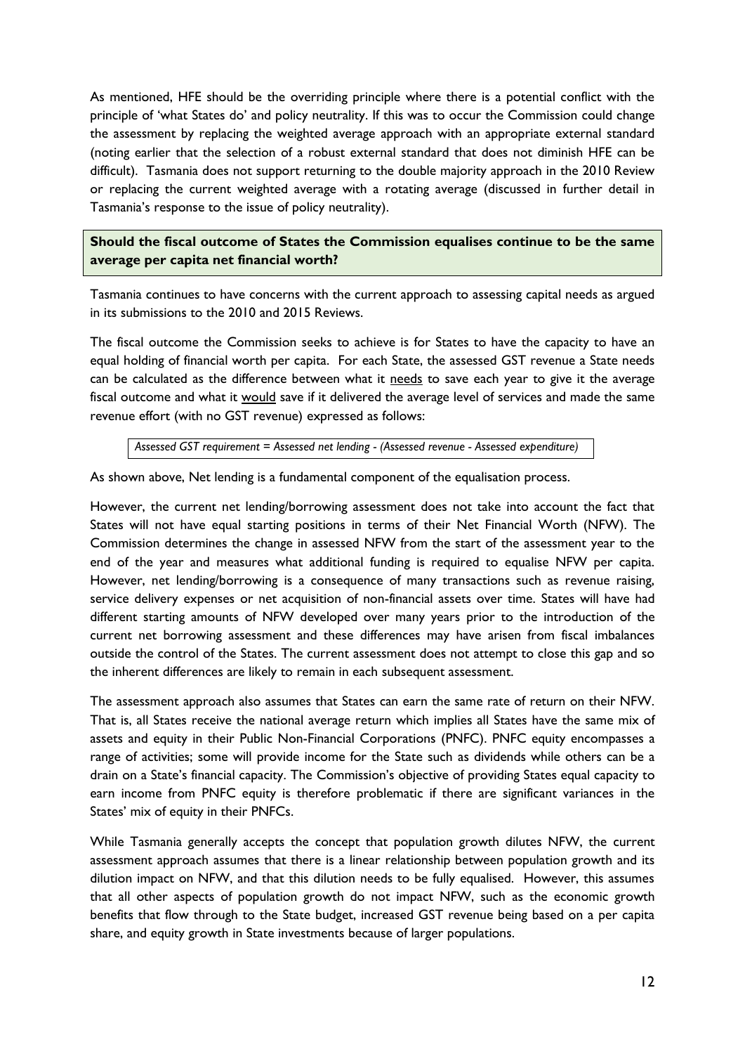As mentioned, HFE should be the overriding principle where there is a potential conflict with the principle of 'what States do' and policy neutrality. If this was to occur the Commission could change the assessment by replacing the weighted average approach with an appropriate external standard (noting earlier that the selection of a robust external standard that does not diminish HFE can be difficult). Tasmania does not support returning to the double majority approach in the 2010 Review or replacing the current weighted average with a rotating average (discussed in further detail in Tasmania's response to the issue of policy neutrality).

**Should the fiscal outcome of States the Commission equalises continue to be the same average per capita net financial worth?**

Tasmania continues to have concerns with the current approach to assessing capital needs as argued in its submissions to the 2010 and 2015 Reviews.

The fiscal outcome the Commission seeks to achieve is for States to have the capacity to have an equal holding of financial worth per capita. For each State, the assessed GST revenue a State needs can be calculated as the difference between what it needs to save each year to give it the average fiscal outcome and what it would save if it delivered the average level of services and made the same revenue effort (with no GST revenue) expressed as follows:

*Assessed GST requirement = Assessed net lending - (Assessed revenue - Assessed expenditure)*

As shown above, Net lending is a fundamental component of the equalisation process.

However, the current net lending/borrowing assessment does not take into account the fact that States will not have equal starting positions in terms of their Net Financial Worth (NFW). The Commission determines the change in assessed NFW from the start of the assessment year to the end of the year and measures what additional funding is required to equalise NFW per capita. However, net lending/borrowing is a consequence of many transactions such as revenue raising, service delivery expenses or net acquisition of non-financial assets over time. States will have had different starting amounts of NFW developed over many years prior to the introduction of the current net borrowing assessment and these differences may have arisen from fiscal imbalances outside the control of the States. The current assessment does not attempt to close this gap and so the inherent differences are likely to remain in each subsequent assessment.

The assessment approach also assumes that States can earn the same rate of return on their NFW. That is, all States receive the national average return which implies all States have the same mix of assets and equity in their Public Non-Financial Corporations (PNFC). PNFC equity encompasses a range of activities; some will provide income for the State such as dividends while others can be a drain on a State's financial capacity. The Commission's objective of providing States equal capacity to earn income from PNFC equity is therefore problematic if there are significant variances in the States' mix of equity in their PNFCs.

While Tasmania generally accepts the concept that population growth dilutes NFW, the current assessment approach assumes that there is a linear relationship between population growth and its dilution impact on NFW, and that this dilution needs to be fully equalised. However, this assumes that all other aspects of population growth do not impact NFW, such as the economic growth benefits that flow through to the State budget, increased GST revenue being based on a per capita share, and equity growth in State investments because of larger populations.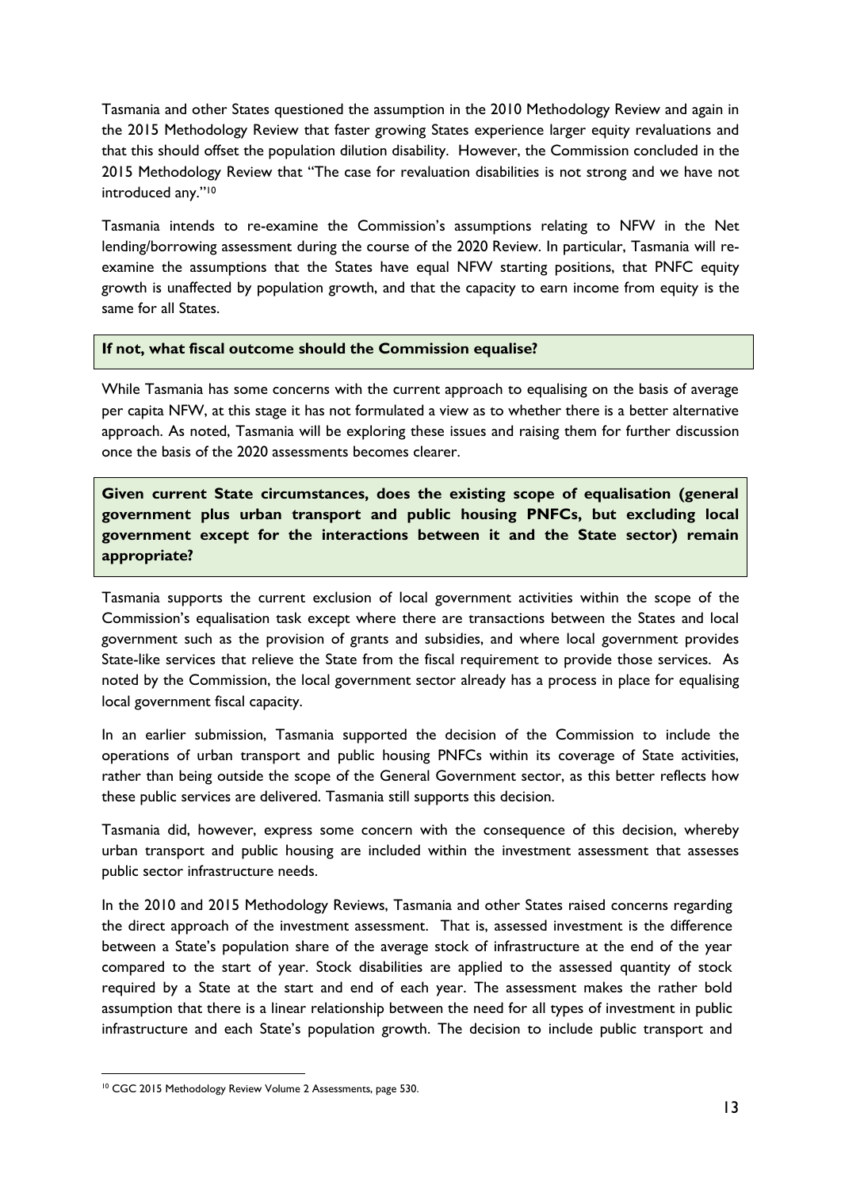Tasmania and other States questioned the assumption in the 2010 Methodology Review and again in the 2015 Methodology Review that faster growing States experience larger equity revaluations and that this should offset the population dilution disability. However, the Commission concluded in the 2015 Methodology Review that "The case for revaluation disabilities is not strong and we have not introduced any."[10]

Tasmania intends to re-examine the Commission's assumptions relating to NFW in the Net lending/borrowing assessment during the course of the 2020 Review. In particular, Tasmania will re-examine the assumptions that the States have equal NFW starting positions, that PNFC equity growth is unaffected by population growth, and that the capacity to earn income from equity is the same for all States.

**If not, what fiscal outcome should the Commission equalise?**

While Tasmania has some concerns with the current approach to equalising on the basis of average per capita NFW, at this stage it has not formulated a view as to whether there is a better alternative approach. As noted, Tasmania will be exploring these issues and raising them for further discussion once the basis of the 2020 assessments becomes clearer.

**Given current State circumstances, does the existing scope of equalisation (general government plus urban transport and public housing PNFCs, but excluding local government except for the interactions between it and the State sector) remain appropriate?**

Tasmania supports the current exclusion of local government activities within the scope of the Commission's equalisation task except where there are transactions between the States and local government such as the provision of grants and subsidies, and where local government provides State-like services that relieve the State from the fiscal requirement to provide those services. As noted by the Commission, the local government sector already has a process in place for equalising local government fiscal capacity.

In an earlier submission, Tasmania supported the decision of the Commission to include the operations of urban transport and public housing PNFCs within its coverage of State activities, rather than being outside the scope of the General Government sector, as this better reflects how these public services are delivered. Tasmania still supports this decision.

Tasmania did, however, express some concern with the consequence of this decision, whereby urban transport and public housing are included within the investment assessment that assesses public sector infrastructure needs.

In the 2010 and 2015 Methodology Reviews, Tasmania and other States raised concerns regarding the direct approach of the investment assessment. That is, assessed investment is the difference between a State's population share of the average stock of infrastructure at the end of the year compared to the start of year. Stock disabilities are applied to the assessed quantity of stock required by a State at the start and end of each year. The assessment makes the rather bold assumption that there is a linear relationship between the need for all types of investment in public infrastructure and each State's population growth. The decision to include public transport and

[10] CGC 2015 Methodology Review Volume 2 Assessments, page 530.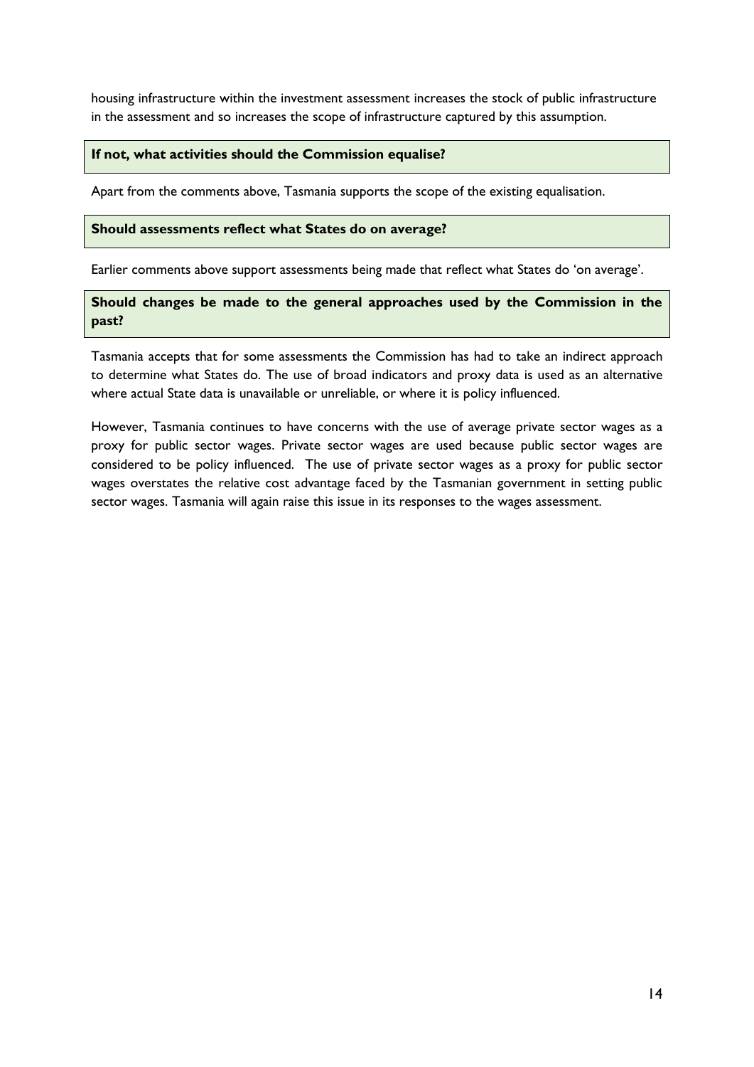housing infrastructure within the investment assessment increases the stock of public infrastructure in the assessment and so increases the scope of infrastructure captured by this assumption.

**If not, what activities should the Commission equalise?**

Apart from the comments above, Tasmania supports the scope of the existing equalisation.

**Should assessments reflect what States do on average?**

Earlier comments above support assessments being made that reflect what States do 'on average'.

**Should changes be made to the general approaches used by the Commission in the past?**

Tasmania accepts that for some assessments the Commission has had to take an indirect approach to determine what States do. The use of broad indicators and proxy data is used as an alternative where actual State data is unavailable or unreliable, or where it is policy influenced.

However, Tasmania continues to have concerns with the use of average private sector wages as a proxy for public sector wages. Private sector wages are used because public sector wages are considered to be policy influenced. The use of private sector wages as a proxy for public sector wages overstates the relative cost advantage faced by the Tasmanian government in setting public sector wages. Tasmania will again raise this issue in its responses to the wages assessment.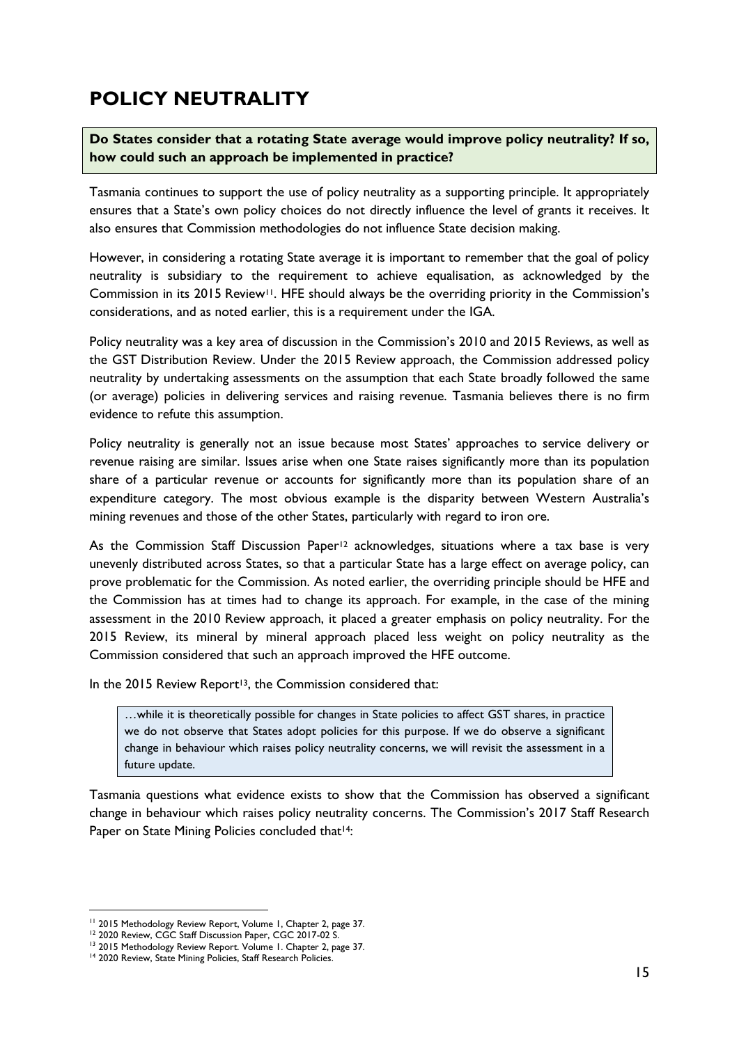# POLICY NEUTRALITY

**Do States consider that a rotating State average would improve policy neutrality? If so, how could such an approach be implemented in practice?**

Tasmania continues to support the use of policy neutrality as a supporting principle. It appropriately ensures that a State's own policy choices do not directly influence the level of grants it receives. It also ensures that Commission methodologies do not influence State decision making.

However, in considering a rotating State average it is important to remember that the goal of policy neutrality is subsidiary to the requirement to achieve equalisation, as acknowledged by the Commission in its 2015 Review[11]. HFE should always be the overriding priority in the Commission's considerations, and as noted earlier, this is a requirement under the IGA.

Policy neutrality was a key area of discussion in the Commission's 2010 and 2015 Reviews, as well as the GST Distribution Review. Under the 2015 Review approach, the Commission addressed policy neutrality by undertaking assessments on the assumption that each State broadly followed the same (or average) policies in delivering services and raising revenue. Tasmania believes there is no firm evidence to refute this assumption.

Policy neutrality is generally not an issue because most States' approaches to service delivery or revenue raising are similar. Issues arise when one State raises significantly more than its population share of a particular revenue or accounts for significantly more than its population share of an expenditure category. The most obvious example is the disparity between Western Australia's mining revenues and those of the other States, particularly with regard to iron ore.

As the Commission Staff Discussion Paper[12] acknowledges, situations where a tax base is very unevenly distributed across States, so that a particular State has a large effect on average policy, can prove problematic for the Commission. As noted earlier, the overriding principle should be HFE and the Commission has at times had to change its approach. For example, in the case of the mining assessment in the 2010 Review approach, it placed a greater emphasis on policy neutrality. For the 2015 Review, its mineral by mineral approach placed less weight on policy neutrality as the Commission considered that such an approach improved the HFE outcome.

In the 2015 Review Report[13], the Commission considered that:

> …while it is theoretically possible for changes in State policies to affect GST shares, in practice we do not observe that States adopt policies for this purpose. If we do observe a significant change in behaviour which raises policy neutrality concerns, we will revisit the assessment in a future update.

Tasmania questions what evidence exists to show that the Commission has observed a significant change in behaviour which raises policy neutrality concerns. The Commission's 2017 Staff Research Paper on State Mining Policies concluded that[14]:

---

[11] 2015 Methodology Review Report, Volume 1, Chapter 2, page 37.

[12] 2020 Review, CGC Staff Discussion Paper, CGC 2017-02 S.

[13] 2015 Methodology Review Report. Volume 1. Chapter 2, page 37.

[14] 2020 Review, State Mining Policies, Staff Research Policies.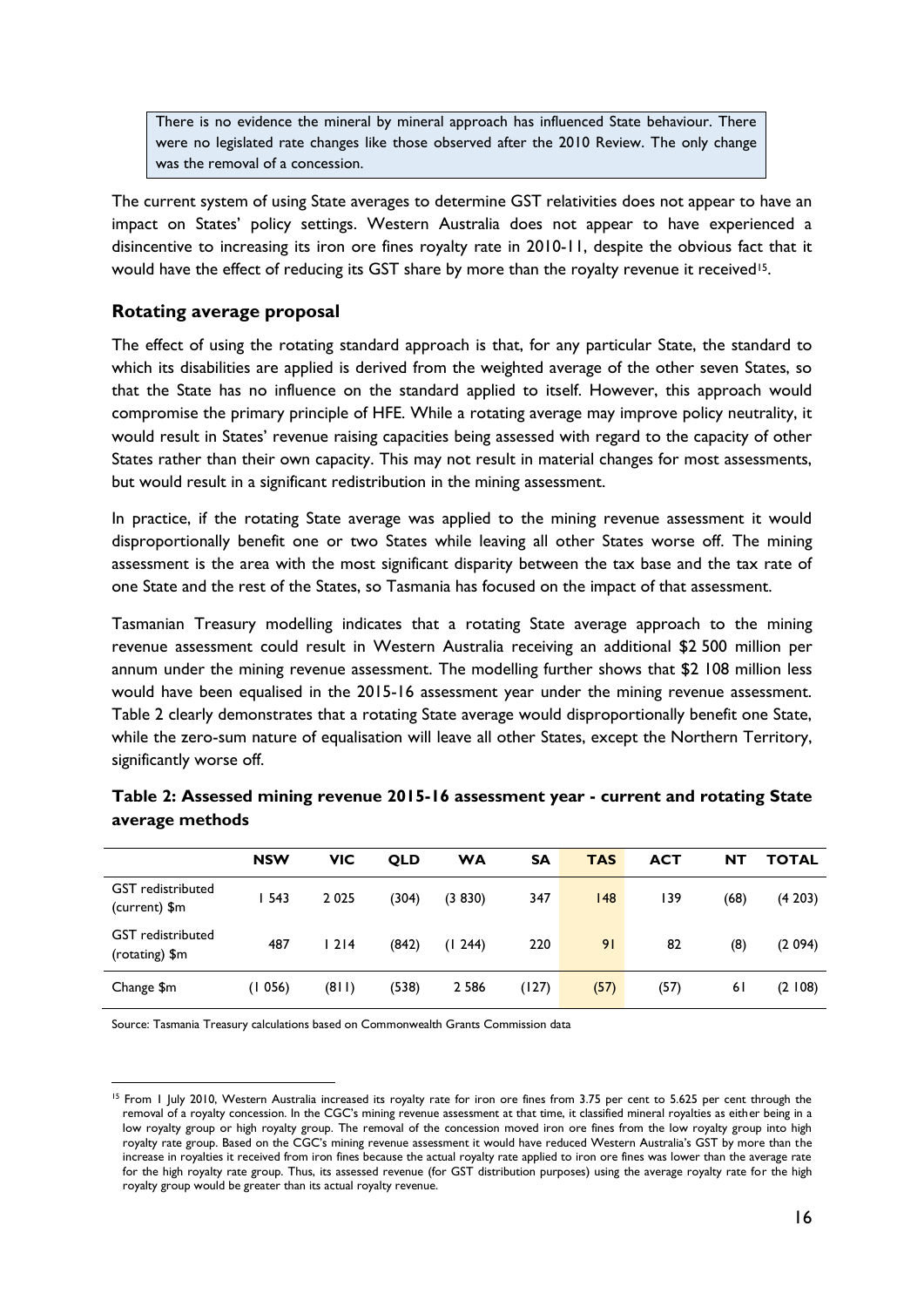There is no evidence the mineral by mineral approach has influenced State behaviour. There were no legislated rate changes like those observed after the 2010 Review. The only change was the removal of a concession.

The current system of using State averages to determine GST relativities does not appear to have an impact on States' policy settings. Western Australia does not appear to have experienced a disincentive to increasing its iron ore fines royalty rate in 2010-11, despite the obvious fact that it would have the effect of reducing its GST share by more than the royalty revenue it received[15].

### Rotating average proposal

The effect of using the rotating standard approach is that, for any particular State, the standard to which its disabilities are applied is derived from the weighted average of the other seven States, so that the State has no influence on the standard applied to itself. However, this approach would compromise the primary principle of HFE. While a rotating average may improve policy neutrality, it would result in States' revenue raising capacities being assessed with regard to the capacity of other States rather than their own capacity. This may not result in material changes for most assessments, but would result in a significant redistribution in the mining assessment.

In practice, if the rotating State average was applied to the mining revenue assessment it would disproportionally benefit one or two States while leaving all other States worse off. The mining assessment is the area with the most significant disparity between the tax base and the tax rate of one State and the rest of the States, so Tasmania has focused on the impact of that assessment.

Tasmanian Treasury modelling indicates that a rotating State average approach to the mining revenue assessment could result in Western Australia receiving an additional $2 500 million per annum under the mining revenue assessment. The modelling further shows that $2 108 million less would have been equalised in the 2015-16 assessment year under the mining revenue assessment. Table 2 clearly demonstrates that a rotating State average would disproportionally benefit one State, while the zero-sum nature of equalisation will leave all other States, except the Northern Territory, significantly worse off.

**Table 2: Assessed mining revenue 2015-16 assessment year - current and rotating State average methods**

| | NSW | VIC | QLD | WA | SA | TAS | ACT | NT | TOTAL |
|---|---|---|---|---|---|---|---|---|---|
| GST redistributed (current) $m | 1 543 | 2 025 | (304) | (3 830) | 347 | 148 | 139 | (68) | (4 203) |
| GST redistributed (rotating) $m | 487 | 1 214 | (842) | (1 244) | 220 | 91 | 82 | (8) | (2 094) |
| Change $m | (1 056) | (811) | (538) | 2 586 | (127) | (57) | (57) | 61 | (2 108) |

Source: Tasmania Treasury calculations based on Commonwealth Grants Commission data

[15] From 1 July 2010, Western Australia increased its royalty rate for iron ore fines from 3.75 per cent to 5.625 per cent through the removal of a royalty concession. In the CGC's mining revenue assessment at that time, it classified mineral royalties as either being in a low royalty group or high royalty group. The removal of the concession moved iron ore fines from the low royalty group into high royalty rate group. Based on the CGC's mining revenue assessment it would have reduced Western Australia's GST by more than the increase in royalties it received from iron fines because the actual royalty rate applied to iron ore fines was lower than the average rate for the high royalty rate group. Thus, its assessed revenue (for GST distribution purposes) using the average royalty rate for the high royalty group would be greater than its actual royalty revenue.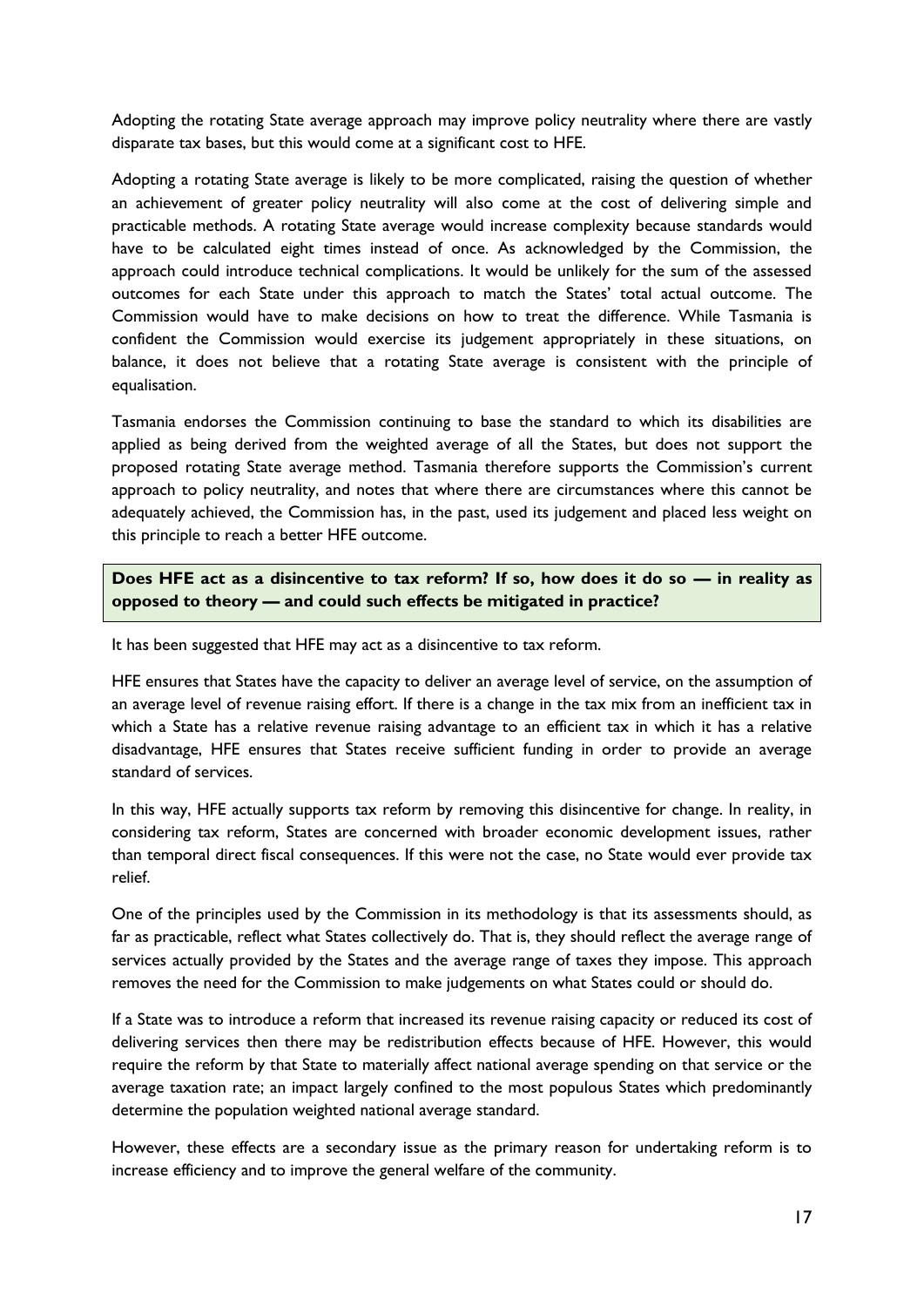Adopting the rotating State average approach may improve policy neutrality where there are vastly disparate tax bases, but this would come at a significant cost to HFE.

Adopting a rotating State average is likely to be more complicated, raising the question of whether an achievement of greater policy neutrality will also come at the cost of delivering simple and practicable methods. A rotating State average would increase complexity because standards would have to be calculated eight times instead of once. As acknowledged by the Commission, the approach could introduce technical complications. It would be unlikely for the sum of the assessed outcomes for each State under this approach to match the States' total actual outcome. The Commission would have to make decisions on how to treat the difference. While Tasmania is confident the Commission would exercise its judgement appropriately in these situations, on balance, it does not believe that a rotating State average is consistent with the principle of equalisation.

Tasmania endorses the Commission continuing to base the standard to which its disabilities are applied as being derived from the weighted average of all the States, but does not support the proposed rotating State average method. Tasmania therefore supports the Commission's current approach to policy neutrality, and notes that where there are circumstances where this cannot be adequately achieved, the Commission has, in the past, used its judgement and placed less weight on this principle to reach a better HFE outcome.

**Does HFE act as a disincentive to tax reform? If so, how does it do so — in reality as opposed to theory — and could such effects be mitigated in practice?**

It has been suggested that HFE may act as a disincentive to tax reform.

HFE ensures that States have the capacity to deliver an average level of service, on the assumption of an average level of revenue raising effort. If there is a change in the tax mix from an inefficient tax in which a State has a relative revenue raising advantage to an efficient tax in which it has a relative disadvantage, HFE ensures that States receive sufficient funding in order to provide an average standard of services.

In this way, HFE actually supports tax reform by removing this disincentive for change. In reality, in considering tax reform, States are concerned with broader economic development issues, rather than temporal direct fiscal consequences. If this were not the case, no State would ever provide tax relief.

One of the principles used by the Commission in its methodology is that its assessments should, as far as practicable, reflect what States collectively do. That is, they should reflect the average range of services actually provided by the States and the average range of taxes they impose. This approach removes the need for the Commission to make judgements on what States could or should do.

If a State was to introduce a reform that increased its revenue raising capacity or reduced its cost of delivering services then there may be redistribution effects because of HFE. However, this would require the reform by that State to materially affect national average spending on that service or the average taxation rate; an impact largely confined to the most populous States which predominantly determine the population weighted national average standard.

However, these effects are a secondary issue as the primary reason for undertaking reform is to increase efficiency and to improve the general welfare of the community.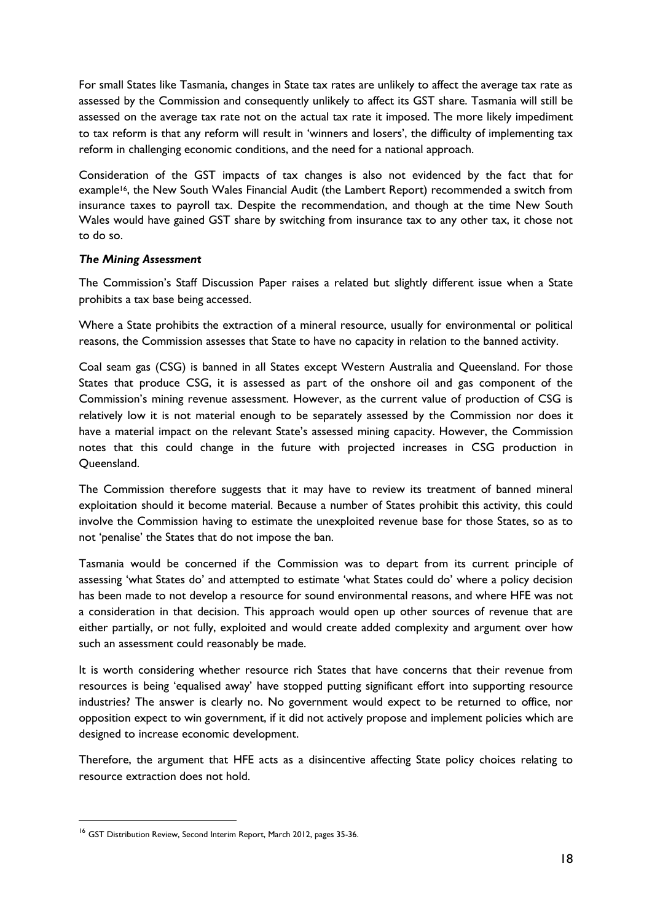For small States like Tasmania, changes in State tax rates are unlikely to affect the average tax rate as assessed by the Commission and consequently unlikely to affect its GST share. Tasmania will still be assessed on the average tax rate not on the actual tax rate it imposed. The more likely impediment to tax reform is that any reform will result in 'winners and losers', the difficulty of implementing tax reform in challenging economic conditions, and the need for a national approach.

Consideration of the GST impacts of tax changes is also not evidenced by the fact that for example[16], the New South Wales Financial Audit (the Lambert Report) recommended a switch from insurance taxes to payroll tax. Despite the recommendation, and though at the time New South Wales would have gained GST share by switching from insurance tax to any other tax, it chose not to do so.

***The Mining Assessment***

The Commission's Staff Discussion Paper raises a related but slightly different issue when a State prohibits a tax base being accessed.

Where a State prohibits the extraction of a mineral resource, usually for environmental or political reasons, the Commission assesses that State to have no capacity in relation to the banned activity.

Coal seam gas (CSG) is banned in all States except Western Australia and Queensland. For those States that produce CSG, it is assessed as part of the onshore oil and gas component of the Commission's mining revenue assessment. However, as the current value of production of CSG is relatively low it is not material enough to be separately assessed by the Commission nor does it have a material impact on the relevant State's assessed mining capacity. However, the Commission notes that this could change in the future with projected increases in CSG production in Queensland.

The Commission therefore suggests that it may have to review its treatment of banned mineral exploitation should it become material. Because a number of States prohibit this activity, this could involve the Commission having to estimate the unexploited revenue base for those States, so as to not 'penalise' the States that do not impose the ban.

Tasmania would be concerned if the Commission was to depart from its current principle of assessing 'what States do' and attempted to estimate 'what States could do' where a policy decision has been made to not develop a resource for sound environmental reasons, and where HFE was not a consideration in that decision. This approach would open up other sources of revenue that are either partially, or not fully, exploited and would create added complexity and argument over how such an assessment could reasonably be made.

It is worth considering whether resource rich States that have concerns that their revenue from resources is being 'equalised away' have stopped putting significant effort into supporting resource industries? The answer is clearly no. No government would expect to be returned to office, nor opposition expect to win government, if it did not actively propose and implement policies which are designed to increase economic development.

Therefore, the argument that HFE acts as a disincentive affecting State policy choices relating to resource extraction does not hold.

---

[16] GST Distribution Review, Second Interim Report, March 2012, pages 35-36.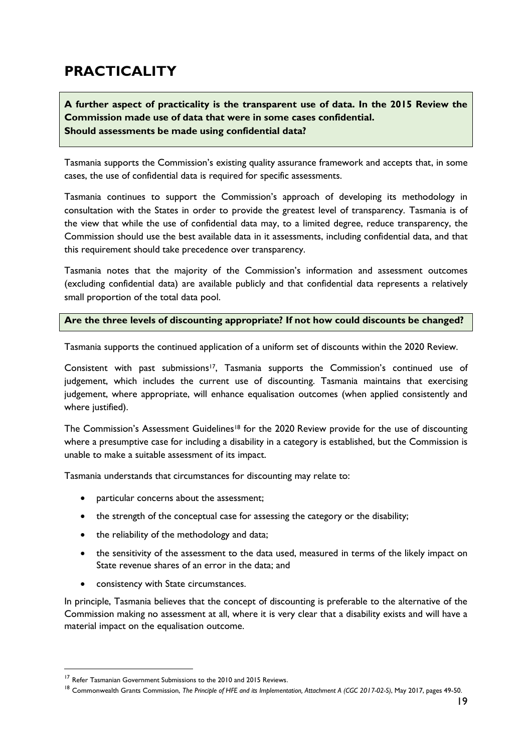# PRACTICALITY

**A further aspect of practicality is the transparent use of data. In the 2015 Review the Commission made use of data that were in some cases confidential.**
**Should assessments be made using confidential data?**

Tasmania supports the Commission's existing quality assurance framework and accepts that, in some cases, the use of confidential data is required for specific assessments.

Tasmania continues to support the Commission's approach of developing its methodology in consultation with the States in order to provide the greatest level of transparency. Tasmania is of the view that while the use of confidential data may, to a limited degree, reduce transparency, the Commission should use the best available data in it assessments, including confidential data, and that this requirement should take precedence over transparency.

Tasmania notes that the majority of the Commission's information and assessment outcomes (excluding confidential data) are available publicly and that confidential data represents a relatively small proportion of the total data pool.

**Are the three levels of discounting appropriate? If not how could discounts be changed?**

Tasmania supports the continued application of a uniform set of discounts within the 2020 Review.

Consistent with past submissions[17], Tasmania supports the Commission's continued use of judgement, which includes the current use of discounting. Tasmania maintains that exercising judgement, where appropriate, will enhance equalisation outcomes (when applied consistently and where justified).

The Commission's Assessment Guidelines[18] for the 2020 Review provide for the use of discounting where a presumptive case for including a disability in a category is established, but the Commission is unable to make a suitable assessment of its impact.

Tasmania understands that circumstances for discounting may relate to:

- particular concerns about the assessment;
- the strength of the conceptual case for assessing the category or the disability;
- the reliability of the methodology and data;
- the sensitivity of the assessment to the data used, measured in terms of the likely impact on State revenue shares of an error in the data; and
- consistency with State circumstances.

In principle, Tasmania believes that the concept of discounting is preferable to the alternative of the Commission making no assessment at all, where it is very clear that a disability exists and will have a material impact on the equalisation outcome.

---

[17] Refer Tasmanian Government Submissions to the 2010 and 2015 Reviews.

[18] Commonwealth Grants Commission, *The Principle of HFE and its Implementation, Attachment A (CGC 2017-02-S)*, May 2017, pages 49-50.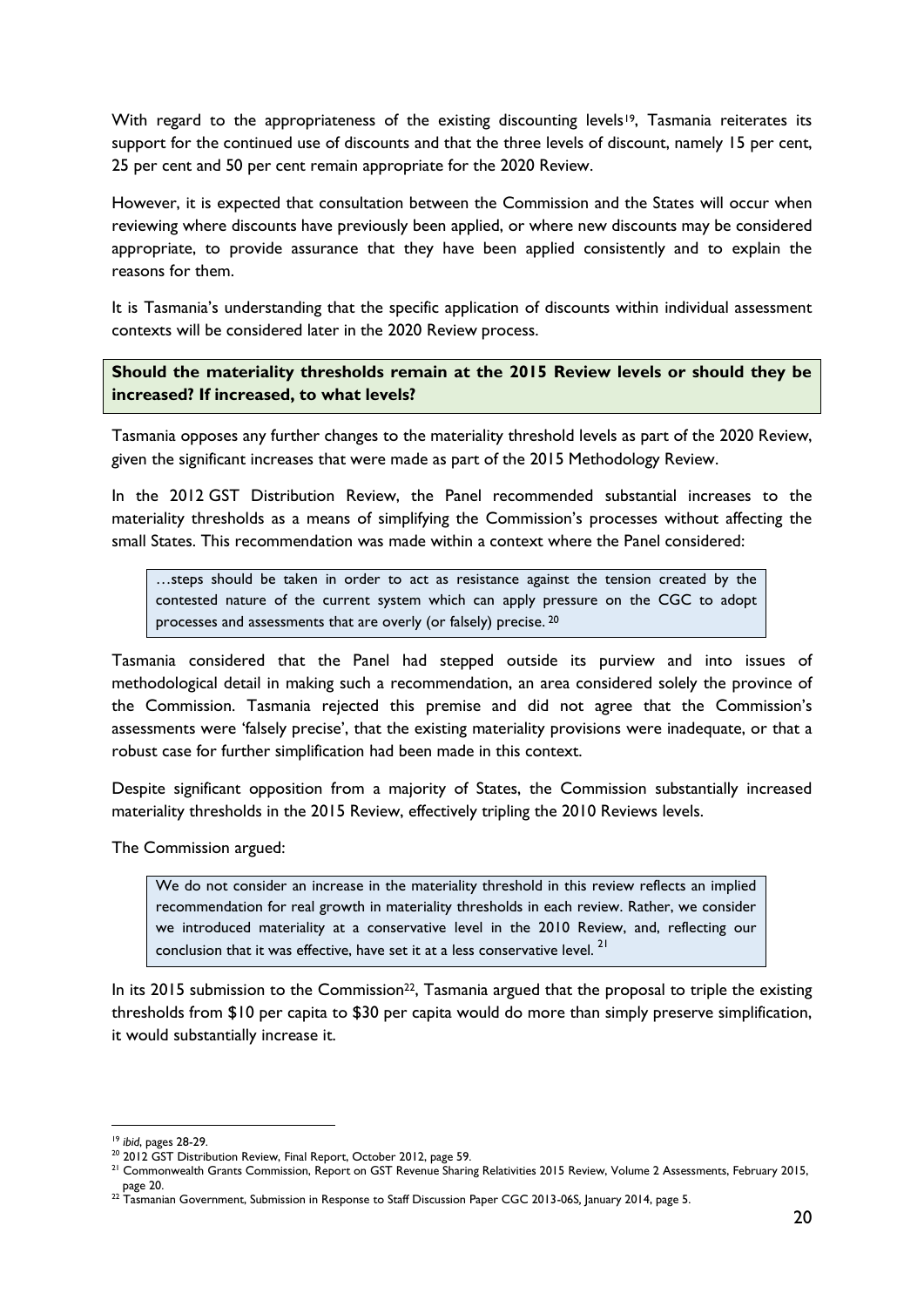With regard to the appropriateness of the existing discounting levels[19], Tasmania reiterates its support for the continued use of discounts and that the three levels of discount, namely 15 per cent, 25 per cent and 50 per cent remain appropriate for the 2020 Review.

However, it is expected that consultation between the Commission and the States will occur when reviewing where discounts have previously been applied, or where new discounts may be considered appropriate, to provide assurance that they have been applied consistently and to explain the reasons for them.

It is Tasmania's understanding that the specific application of discounts within individual assessment contexts will be considered later in the 2020 Review process.

**Should the materiality thresholds remain at the 2015 Review levels or should they be increased? If increased, to what levels?**

Tasmania opposes any further changes to the materiality threshold levels as part of the 2020 Review, given the significant increases that were made as part of the 2015 Methodology Review.

In the 2012 GST Distribution Review, the Panel recommended substantial increases to the materiality thresholds as a means of simplifying the Commission's processes without affecting the small States. This recommendation was made within a context where the Panel considered:

> …steps should be taken in order to act as resistance against the tension created by the contested nature of the current system which can apply pressure on the CGC to adopt processes and assessments that are overly (or falsely) precise. [20]

Tasmania considered that the Panel had stepped outside its purview and into issues of methodological detail in making such a recommendation, an area considered solely the province of the Commission. Tasmania rejected this premise and did not agree that the Commission's assessments were 'falsely precise', that the existing materiality provisions were inadequate, or that a robust case for further simplification had been made in this context.

Despite significant opposition from a majority of States, the Commission substantially increased materiality thresholds in the 2015 Review, effectively tripling the 2010 Reviews levels.

The Commission argued:

> We do not consider an increase in the materiality threshold in this review reflects an implied recommendation for real growth in materiality thresholds in each review. Rather, we consider we introduced materiality at a conservative level in the 2010 Review, and, reflecting our conclusion that it was effective, have set it at a less conservative level. [21]

In its 2015 submission to the Commission[22], Tasmania argued that the proposal to triple the existing thresholds from $10 per capita to $30 per capita would do more than simply preserve simplification, it would substantially increase it.

---

[19] *ibid*, pages 28-29.

[20] 2012 GST Distribution Review, Final Report, October 2012, page 59.

[21] Commonwealth Grants Commission, Report on GST Revenue Sharing Relativities 2015 Review, Volume 2 Assessments, February 2015, page 20.

[22] Tasmanian Government, Submission in Response to Staff Discussion Paper CGC 2013-06S, January 2014, page 5.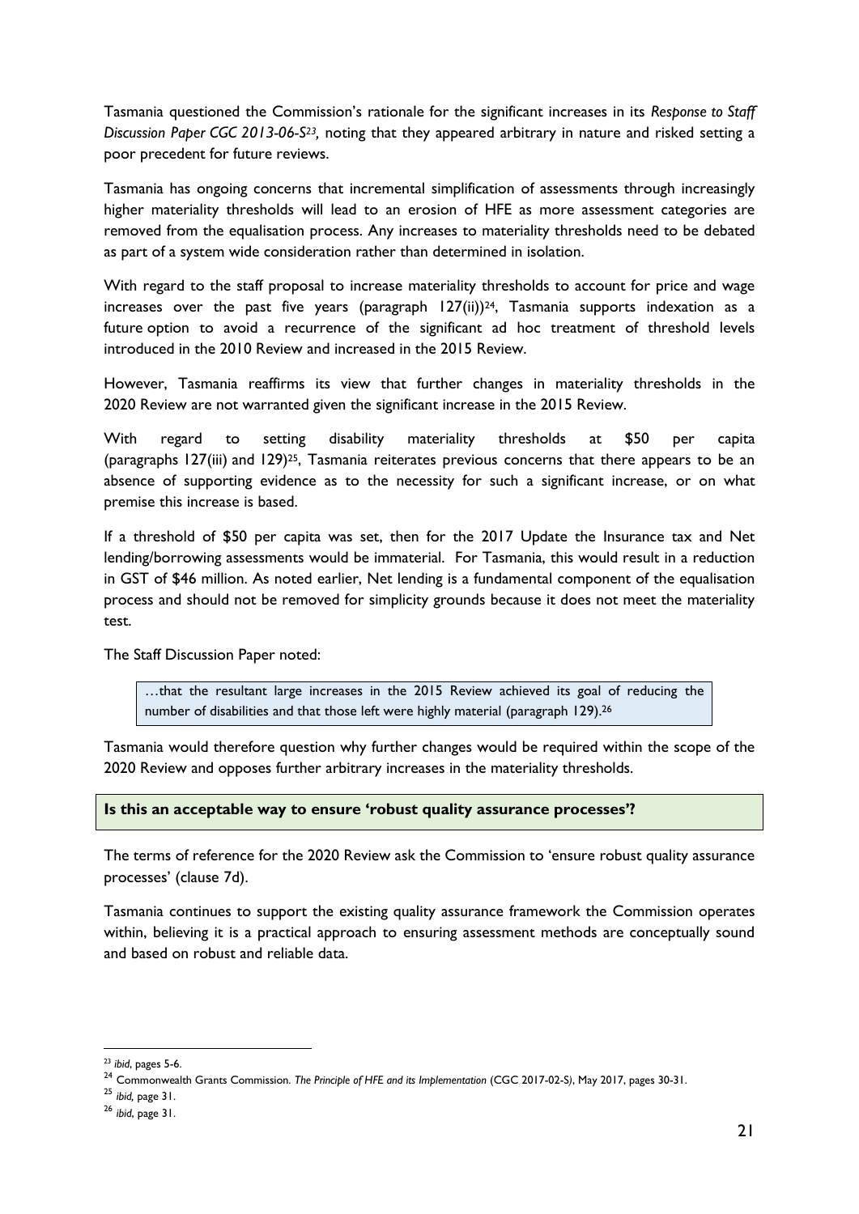Tasmania questioned the Commission's rationale for the significant increases in its *Response to Staff Discussion Paper CGC 2013-06-S*[23], noting that they appeared arbitrary in nature and risked setting a poor precedent for future reviews.

Tasmania has ongoing concerns that incremental simplification of assessments through increasingly higher materiality thresholds will lead to an erosion of HFE as more assessment categories are removed from the equalisation process. Any increases to materiality thresholds need to be debated as part of a system wide consideration rather than determined in isolation.

With regard to the staff proposal to increase materiality thresholds to account for price and wage increases over the past five years (paragraph 127(ii))[24], Tasmania supports indexation as a future option to avoid a recurrence of the significant ad hoc treatment of threshold levels introduced in the 2010 Review and increased in the 2015 Review.

However, Tasmania reaffirms its view that further changes in materiality thresholds in the 2020 Review are not warranted given the significant increase in the 2015 Review.

With regard to setting disability materiality thresholds at $50 per capita (paragraphs 127(iii) and 129)[25], Tasmania reiterates previous concerns that there appears to be an absence of supporting evidence as to the necessity for such a significant increase, or on what premise this increase is based.

If a threshold of $50 per capita was set, then for the 2017 Update the Insurance tax and Net lending/borrowing assessments would be immaterial. For Tasmania, this would result in a reduction in GST of $46 million. As noted earlier, Net lending is a fundamental component of the equalisation process and should not be removed for simplicity grounds because it does not meet the materiality test.

The Staff Discussion Paper noted:

> …that the resultant large increases in the 2015 Review achieved its goal of reducing the number of disabilities and that those left were highly material (paragraph 129).[26]

Tasmania would therefore question why further changes would be required within the scope of the 2020 Review and opposes further arbitrary increases in the materiality thresholds.

**Is this an acceptable way to ensure 'robust quality assurance processes'?**

The terms of reference for the 2020 Review ask the Commission to 'ensure robust quality assurance processes' (clause 7d).

Tasmania continues to support the existing quality assurance framework the Commission operates within, believing it is a practical approach to ensuring assessment methods are conceptually sound and based on robust and reliable data.

---

[23] *ibid*, pages 5-6.

[24] Commonwealth Grants Commission. *The Principle of HFE and its Implementation* (CGC 2017-02-S), May 2017, pages 30-31.

[25] *ibid,* page 31.

[26] *ibid*, page 31.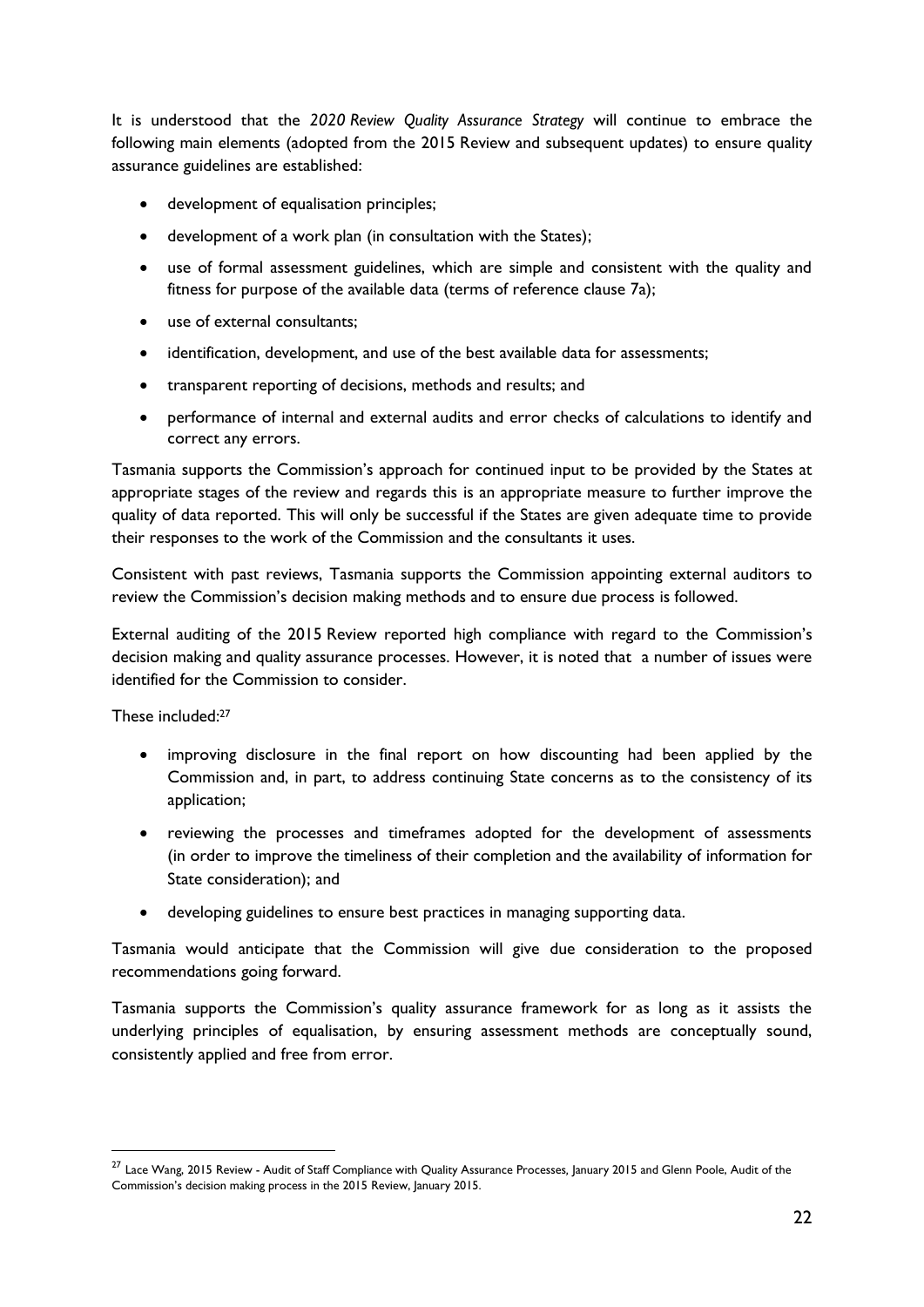It is understood that the *2020 Review Quality Assurance Strategy* will continue to embrace the following main elements (adopted from the 2015 Review and subsequent updates) to ensure quality assurance guidelines are established:

- development of equalisation principles;
- development of a work plan (in consultation with the States);
- use of formal assessment guidelines, which are simple and consistent with the quality and fitness for purpose of the available data (terms of reference clause 7a);
- use of external consultants;
- identification, development, and use of the best available data for assessments;
- transparent reporting of decisions, methods and results; and
- performance of internal and external audits and error checks of calculations to identify and correct any errors.

Tasmania supports the Commission's approach for continued input to be provided by the States at appropriate stages of the review and regards this is an appropriate measure to further improve the quality of data reported. This will only be successful if the States are given adequate time to provide their responses to the work of the Commission and the consultants it uses.

Consistent with past reviews, Tasmania supports the Commission appointing external auditors to review the Commission's decision making methods and to ensure due process is followed.

External auditing of the 2015 Review reported high compliance with regard to the Commission's decision making and quality assurance processes. However, it is noted that a number of issues were identified for the Commission to consider.

These included:[27]

- improving disclosure in the final report on how discounting had been applied by the Commission and, in part, to address continuing State concerns as to the consistency of its application;
- reviewing the processes and timeframes adopted for the development of assessments (in order to improve the timeliness of their completion and the availability of information for State consideration); and
- developing guidelines to ensure best practices in managing supporting data.

Tasmania would anticipate that the Commission will give due consideration to the proposed recommendations going forward.

Tasmania supports the Commission's quality assurance framework for as long as it assists the underlying principles of equalisation, by ensuring assessment methods are conceptually sound, consistently applied and free from error.

[27] Lace Wang, 2015 Review - Audit of Staff Compliance with Quality Assurance Processes, January 2015 and Glenn Poole, Audit of the Commission's decision making process in the 2015 Review, January 2015.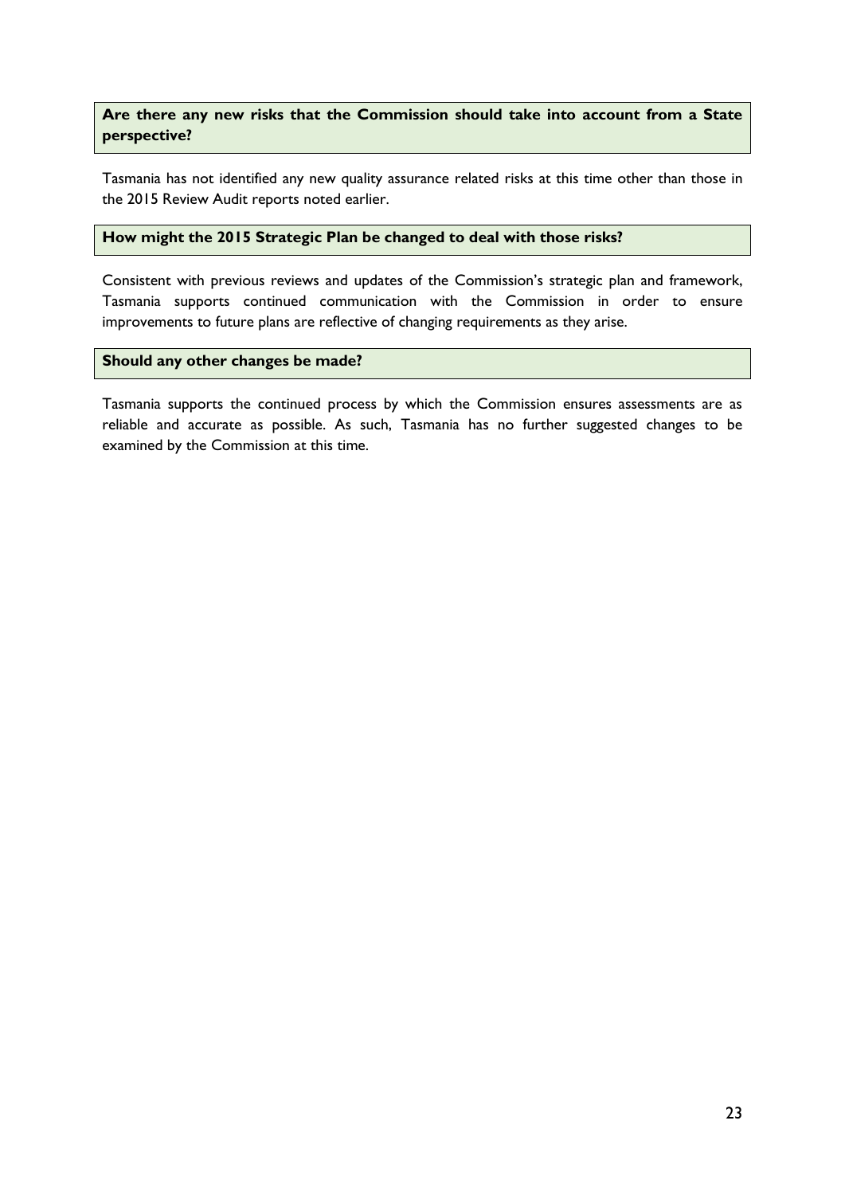**Are there any new risks that the Commission should take into account from a State perspective?**

Tasmania has not identified any new quality assurance related risks at this time other than those in the 2015 Review Audit reports noted earlier.

**How might the 2015 Strategic Plan be changed to deal with those risks?**

Consistent with previous reviews and updates of the Commission's strategic plan and framework, Tasmania supports continued communication with the Commission in order to ensure improvements to future plans are reflective of changing requirements as they arise.

**Should any other changes be made?**

Tasmania supports the continued process by which the Commission ensures assessments are as reliable and accurate as possible. As such, Tasmania has no further suggested changes to be examined by the Commission at this time.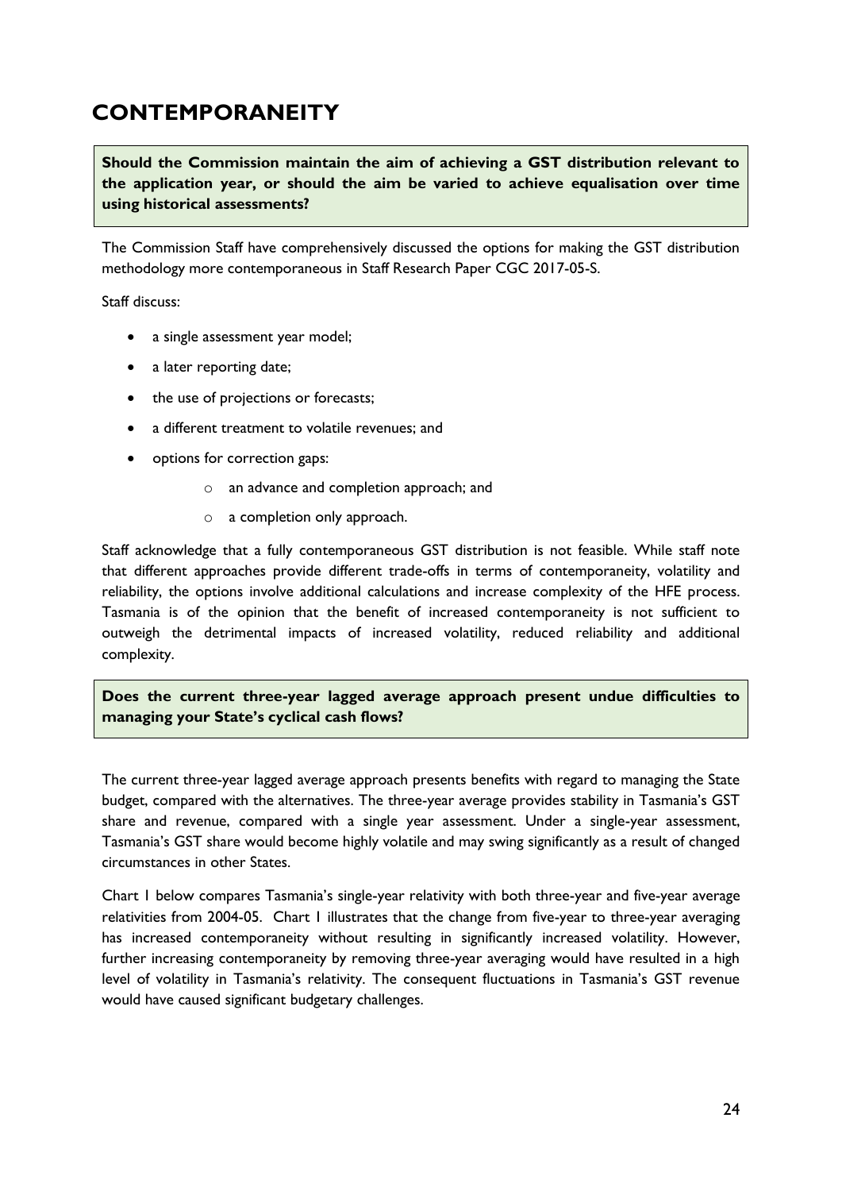# CONTEMPORANEITY

**Should the Commission maintain the aim of achieving a GST distribution relevant to the application year, or should the aim be varied to achieve equalisation over time using historical assessments?**

The Commission Staff have comprehensively discussed the options for making the GST distribution methodology more contemporaneous in Staff Research Paper CGC 2017-05-S.

Staff discuss:

- a single assessment year model;
- a later reporting date;
- the use of projections or forecasts;
- a different treatment to volatile revenues; and
- options for correction gaps:
    - an advance and completion approach; and
    - a completion only approach.

Staff acknowledge that a fully contemporaneous GST distribution is not feasible. While staff note that different approaches provide different trade-offs in terms of contemporaneity, volatility and reliability, the options involve additional calculations and increase complexity of the HFE process. Tasmania is of the opinion that the benefit of increased contemporaneity is not sufficient to outweigh the detrimental impacts of increased volatility, reduced reliability and additional complexity.

**Does the current three-year lagged average approach present undue difficulties to managing your State's cyclical cash flows?**

The current three-year lagged average approach presents benefits with regard to managing the State budget, compared with the alternatives. The three-year average provides stability in Tasmania's GST share and revenue, compared with a single year assessment. Under a single-year assessment, Tasmania's GST share would become highly volatile and may swing significantly as a result of changed circumstances in other States.

Chart 1 below compares Tasmania's single-year relativity with both three-year and five-year average relativities from 2004-05. Chart 1 illustrates that the change from five-year to three-year averaging has increased contemporaneity without resulting in significantly increased volatility. However, further increasing contemporaneity by removing three-year averaging would have resulted in a high level of volatility in Tasmania's relativity. The consequent fluctuations in Tasmania's GST revenue would have caused significant budgetary challenges.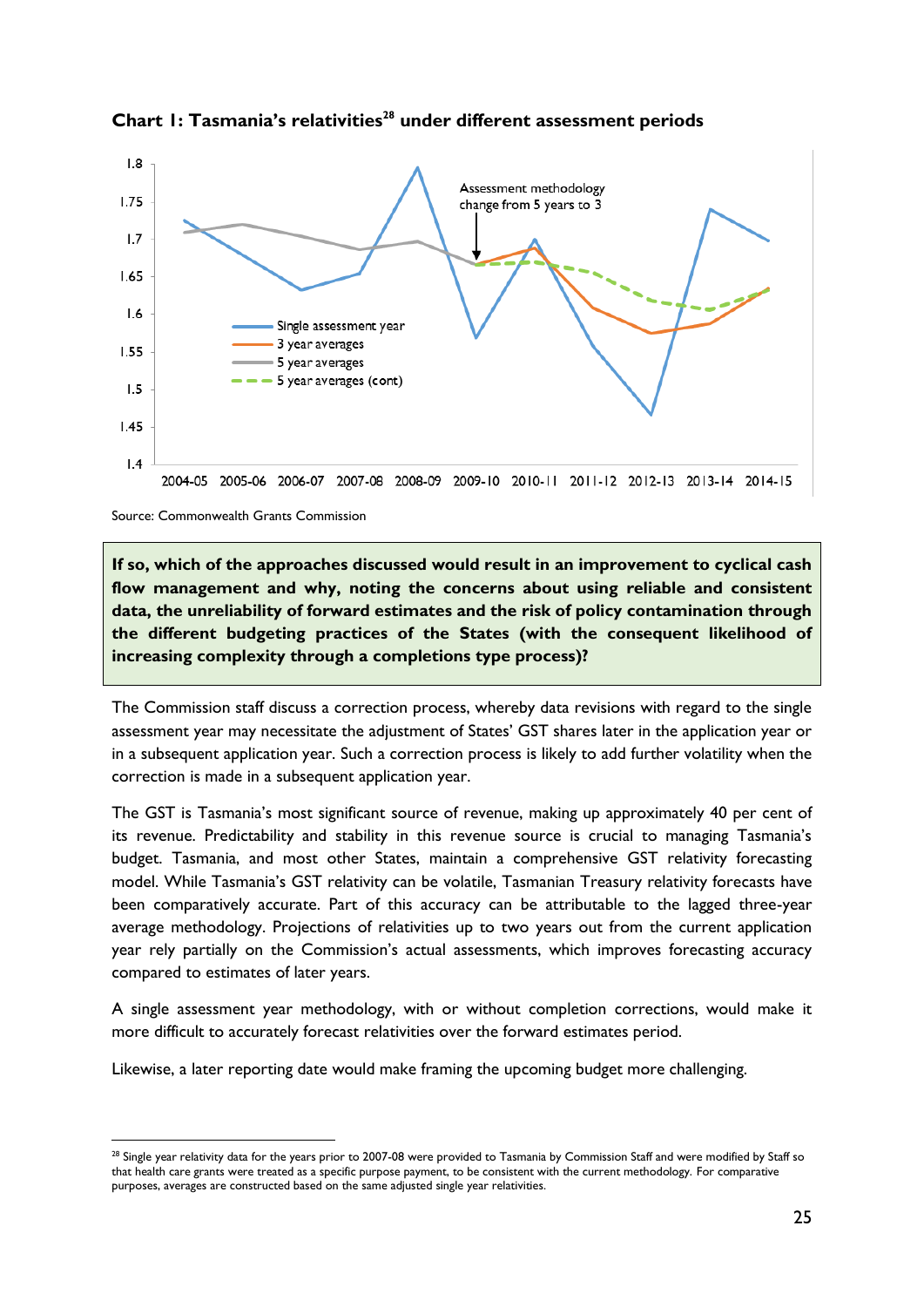**Chart 1: Tasmania's relativities[28] under different assessment periods**

Source: Commonwealth Grants Commission

**If so, which of the approaches discussed would result in an improvement to cyclical cash flow management and why, noting the concerns about using reliable and consistent data, the unreliability of forward estimates and the risk of policy contamination through the different budgeting practices of the States (with the consequent likelihood of increasing complexity through a completions type process)?**

The Commission staff discuss a correction process, whereby data revisions with regard to the single assessment year may necessitate the adjustment of States' GST shares later in the application year or in a subsequent application year. Such a correction process is likely to add further volatility when the correction is made in a subsequent application year.

The GST is Tasmania's most significant source of revenue, making up approximately 40 per cent of its revenue. Predictability and stability in this revenue source is crucial to managing Tasmania's budget. Tasmania, and most other States, maintain a comprehensive GST relativity forecasting model. While Tasmania's GST relativity can be volatile, Tasmanian Treasury relativity forecasts have been comparatively accurate. Part of this accuracy can be attributable to the lagged three-year average methodology. Projections of relativities up to two years out from the current application year rely partially on the Commission's actual assessments, which improves forecasting accuracy compared to estimates of later years.

A single assessment year methodology, with or without completion corrections, would make it more difficult to accurately forecast relativities over the forward estimates period.

Likewise, a later reporting date would make framing the upcoming budget more challenging.

---

[28] Single year relativity data for the years prior to 2007-08 were provided to Tasmania by Commission Staff and were modified by Staff so that health care grants were treated as a specific purpose payment, to be consistent with the current methodology. For comparative purposes, averages are constructed based on the same adjusted single year relativities.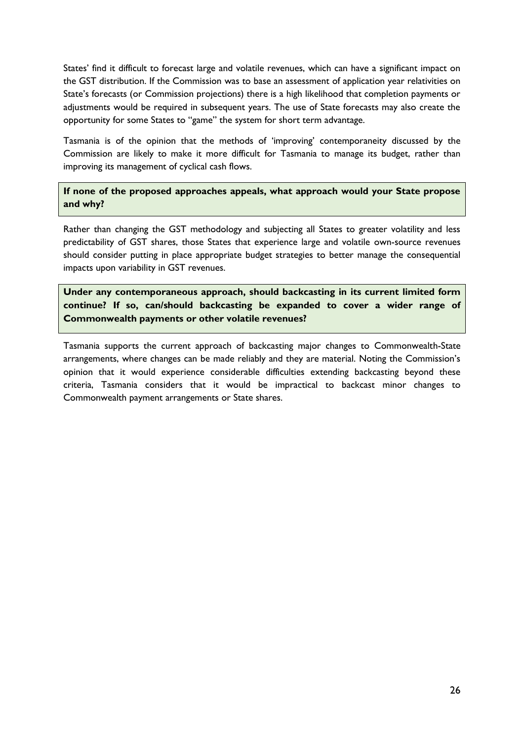States' find it difficult to forecast large and volatile revenues, which can have a significant impact on the GST distribution. If the Commission was to base an assessment of application year relativities on State's forecasts (or Commission projections) there is a high likelihood that completion payments or adjustments would be required in subsequent years. The use of State forecasts may also create the opportunity for some States to "game" the system for short term advantage.

Tasmania is of the opinion that the methods of 'improving' contemporaneity discussed by the Commission are likely to make it more difficult for Tasmania to manage its budget, rather than improving its management of cyclical cash flows.

**If none of the proposed approaches appeals, what approach would your State propose and why?**

Rather than changing the GST methodology and subjecting all States to greater volatility and less predictability of GST shares, those States that experience large and volatile own-source revenues should consider putting in place appropriate budget strategies to better manage the consequential impacts upon variability in GST revenues.

**Under any contemporaneous approach, should backcasting in its current limited form continue? If so, can/should backcasting be expanded to cover a wider range of Commonwealth payments or other volatile revenues?**

Tasmania supports the current approach of backcasting major changes to Commonwealth-State arrangements, where changes can be made reliably and they are material. Noting the Commission's opinion that it would experience considerable difficulties extending backcasting beyond these criteria, Tasmania considers that it would be impractical to backcast minor changes to Commonwealth payment arrangements or State shares.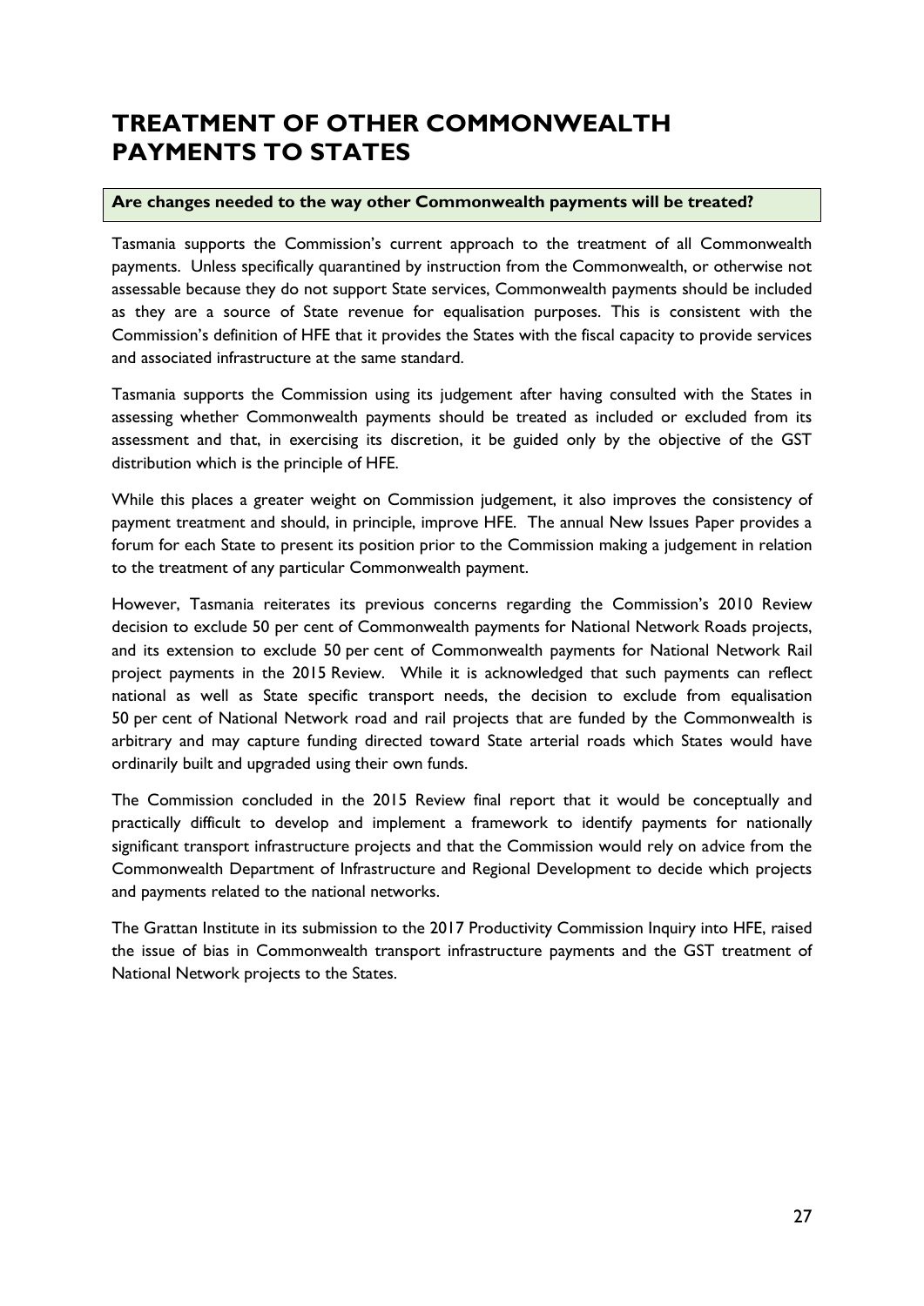# TREATMENT OF OTHER COMMONWEALTH PAYMENTS TO STATES

**Are changes needed to the way other Commonwealth payments will be treated?**

Tasmania supports the Commission's current approach to the treatment of all Commonwealth payments. Unless specifically quarantined by instruction from the Commonwealth, or otherwise not assessable because they do not support State services, Commonwealth payments should be included as they are a source of State revenue for equalisation purposes. This is consistent with the Commission's definition of HFE that it provides the States with the fiscal capacity to provide services and associated infrastructure at the same standard.

Tasmania supports the Commission using its judgement after having consulted with the States in assessing whether Commonwealth payments should be treated as included or excluded from its assessment and that, in exercising its discretion, it be guided only by the objective of the GST distribution which is the principle of HFE.

While this places a greater weight on Commission judgement, it also improves the consistency of payment treatment and should, in principle, improve HFE. The annual New Issues Paper provides a forum for each State to present its position prior to the Commission making a judgement in relation to the treatment of any particular Commonwealth payment.

However, Tasmania reiterates its previous concerns regarding the Commission's 2010 Review decision to exclude 50 per cent of Commonwealth payments for National Network Roads projects, and its extension to exclude 50 per cent of Commonwealth payments for National Network Rail project payments in the 2015 Review. While it is acknowledged that such payments can reflect national as well as State specific transport needs, the decision to exclude from equalisation 50 per cent of National Network road and rail projects that are funded by the Commonwealth is arbitrary and may capture funding directed toward State arterial roads which States would have ordinarily built and upgraded using their own funds.

The Commission concluded in the 2015 Review final report that it would be conceptually and practically difficult to develop and implement a framework to identify payments for nationally significant transport infrastructure projects and that the Commission would rely on advice from the Commonwealth Department of Infrastructure and Regional Development to decide which projects and payments related to the national networks.

The Grattan Institute in its submission to the 2017 Productivity Commission Inquiry into HFE, raised the issue of bias in Commonwealth transport infrastructure payments and the GST treatment of National Network projects to the States.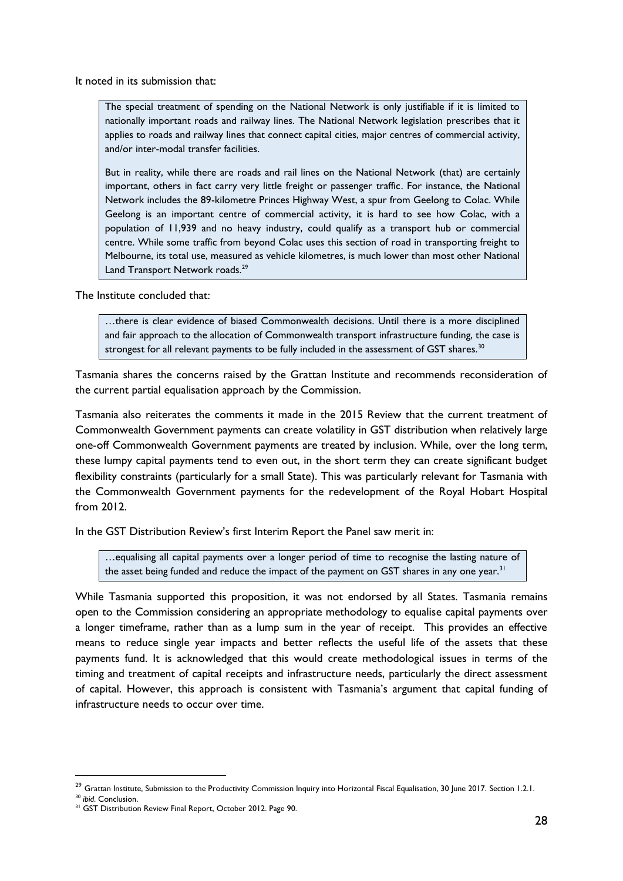It noted in its submission that:

> The special treatment of spending on the National Network is only justifiable if it is limited to nationally important roads and railway lines. The National Network legislation prescribes that it applies to roads and railway lines that connect capital cities, major centres of commercial activity, and/or inter-modal transfer facilities.
>
> But in reality, while there are roads and rail lines on the National Network (that) are certainly important, others in fact carry very little freight or passenger traffic. For instance, the National Network includes the 89-kilometre Princes Highway West, a spur from Geelong to Colac. While Geelong is an important centre of commercial activity, it is hard to see how Colac, with a population of 11,939 and no heavy industry, could qualify as a transport hub or commercial centre. While some traffic from beyond Colac uses this section of road in transporting freight to Melbourne, its total use, measured as vehicle kilometres, is much lower than most other National Land Transport Network roads.[29]

The Institute concluded that:

> …there is clear evidence of biased Commonwealth decisions. Until there is a more disciplined and fair approach to the allocation of Commonwealth transport infrastructure funding, the case is strongest for all relevant payments to be fully included in the assessment of GST shares.[30]

Tasmania shares the concerns raised by the Grattan Institute and recommends reconsideration of the current partial equalisation approach by the Commission.

Tasmania also reiterates the comments it made in the 2015 Review that the current treatment of Commonwealth Government payments can create volatility in GST distribution when relatively large one-off Commonwealth Government payments are treated by inclusion. While, over the long term, these lumpy capital payments tend to even out, in the short term they can create significant budget flexibility constraints (particularly for a small State). This was particularly relevant for Tasmania with the Commonwealth Government payments for the redevelopment of the Royal Hobart Hospital from 2012.

In the GST Distribution Review's first Interim Report the Panel saw merit in:

> …equalising all capital payments over a longer period of time to recognise the lasting nature of the asset being funded and reduce the impact of the payment on GST shares in any one year.[31]

While Tasmania supported this proposition, it was not endorsed by all States. Tasmania remains open to the Commission considering an appropriate methodology to equalise capital payments over a longer timeframe, rather than as a lump sum in the year of receipt. This provides an effective means to reduce single year impacts and better reflects the useful life of the assets that these payments fund. It is acknowledged that this would create methodological issues in terms of the timing and treatment of capital receipts and infrastructure needs, particularly the direct assessment of capital. However, this approach is consistent with Tasmania's argument that capital funding of infrastructure needs to occur over time.

---

[29] Grattan Institute, Submission to the Productivity Commission Inquiry into Horizontal Fiscal Equalisation, 30 June 2017. Section 1.2.1.

[30] *ibid.* Conclusion.

[31] GST Distribution Review Final Report, October 2012. Page 90.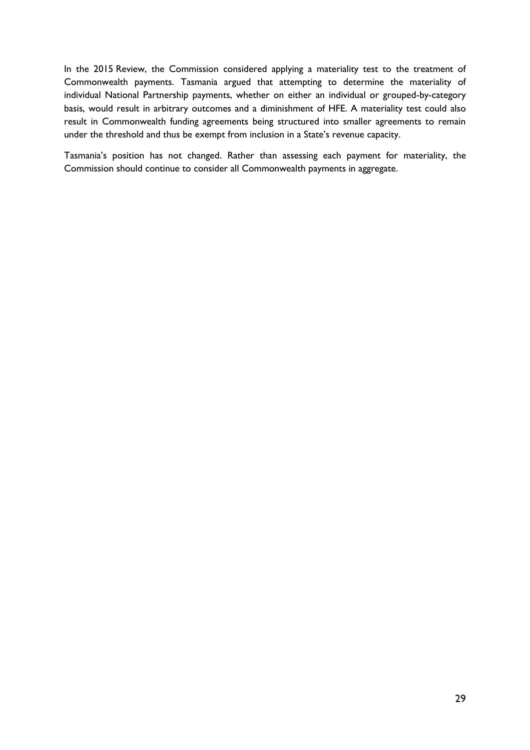In the 2015 Review, the Commission considered applying a materiality test to the treatment of Commonwealth payments. Tasmania argued that attempting to determine the materiality of individual National Partnership payments, whether on either an individual or grouped-by-category basis, would result in arbitrary outcomes and a diminishment of HFE. A materiality test could also result in Commonwealth funding agreements being structured into smaller agreements to remain under the threshold and thus be exempt from inclusion in a State's revenue capacity.

Tasmania's position has not changed. Rather than assessing each payment for materiality, the Commission should continue to consider all Commonwealth payments in aggregate.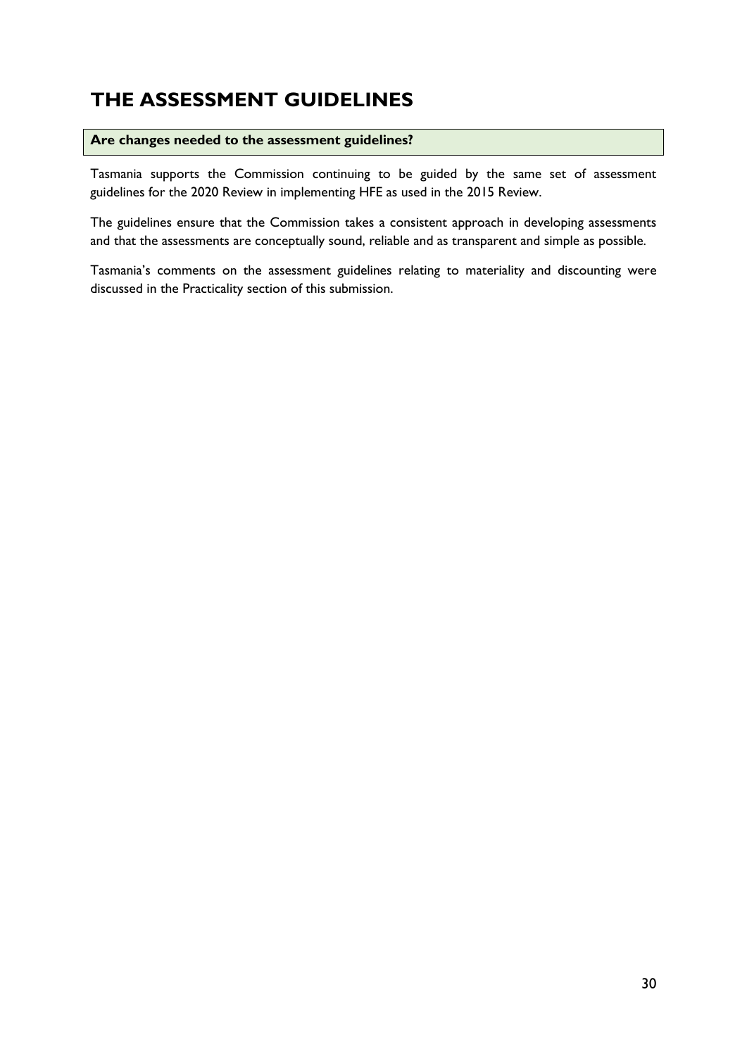# THE ASSESSMENT GUIDELINES

**Are changes needed to the assessment guidelines?**

Tasmania supports the Commission continuing to be guided by the same set of assessment guidelines for the 2020 Review in implementing HFE as used in the 2015 Review.

The guidelines ensure that the Commission takes a consistent approach in developing assessments and that the assessments are conceptually sound, reliable and as transparent and simple as possible.

Tasmania's comments on the assessment guidelines relating to materiality and discounting were discussed in the Practicality section of this submission.